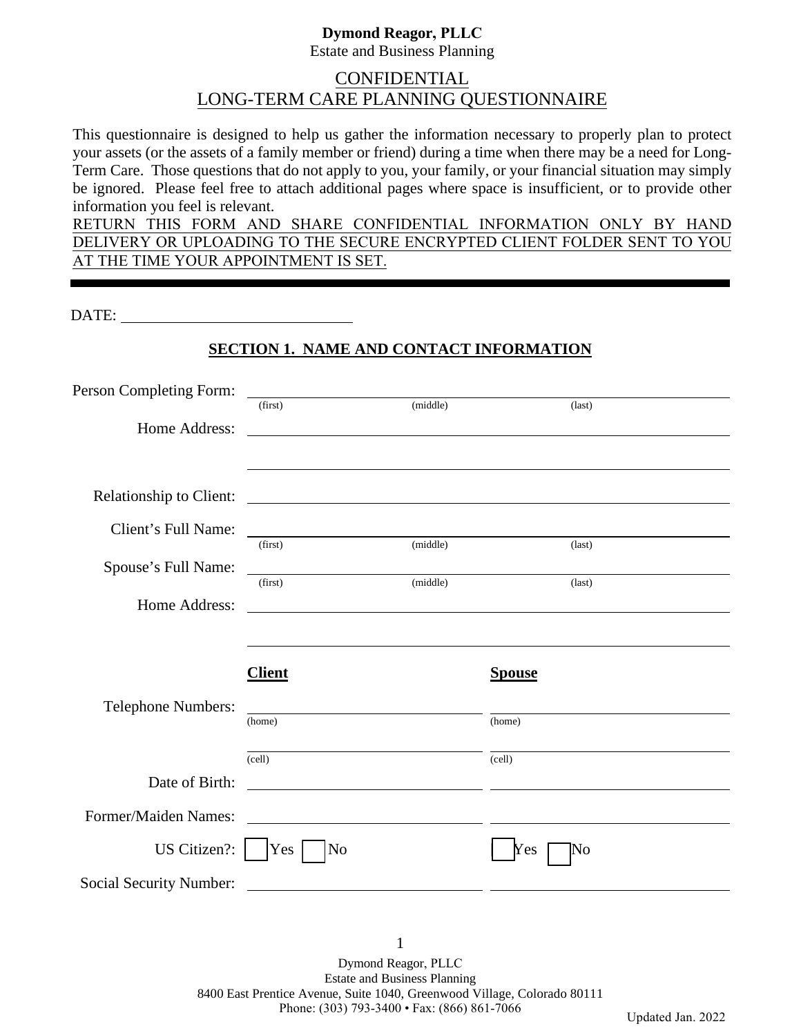**Dymond Reagor, PLLC**
Estate and Business Planning

# CONFIDENTIAL
# LONG-TERM CARE PLANNING QUESTIONNAIRE

This questionnaire is designed to help us gather the information necessary to properly plan to protect your assets (or the assets of a family member or friend) during a time when there may be a need for Long-Term Care. Those questions that do not apply to you, your family, or your financial situation may simply be ignored. Please feel free to attach additional pages where space is insufficient, or to provide other information you feel is relevant.

RETURN THIS FORM AND SHARE CONFIDENTIAL INFORMATION ONLY BY HAND DELIVERY OR UPLOADING TO THE SECURE ENCRYPTED CLIENT FOLDER SENT TO YOU AT THE TIME YOUR APPOINTMENT IS SET.

---

DATE: ______________________________

## SECTION 1. NAME AND CONTACT INFORMATION

Person Completing Form: ________________________________________________
(first) (middle) (last)

Home Address: ________________________________________________

________________________________________________

Relationship to Client: ________________________________________________

Client's Full Name: ________________________________________________
(first) (middle) (last)

Spouse's Full Name: ________________________________________________
(first) (middle) (last)

Home Address: ________________________________________________

________________________________________________

| | **Client** | **Spouse** |
|---|---|---|
| Telephone Numbers: | ____________ (home) | ____________ (home) |
| | ____________ (cell) | ____________ (cell) |
| Date of Birth: | ____________ | ____________ |
| Former/Maiden Names: | ____________ | ____________ |
| US Citizen?: | ☐ Yes ☐ No | ☐ Yes ☐ No |
| Social Security Number: | ____________ | ____________ |

Dymond Reagor, PLLC
Estate and Business Planning
8400 East Prentice Avenue, Suite 1040, Greenwood Village, Colorado 80111
Phone: (303) 793-3400 • Fax: (866) 861-7066

Updated Jan. 2022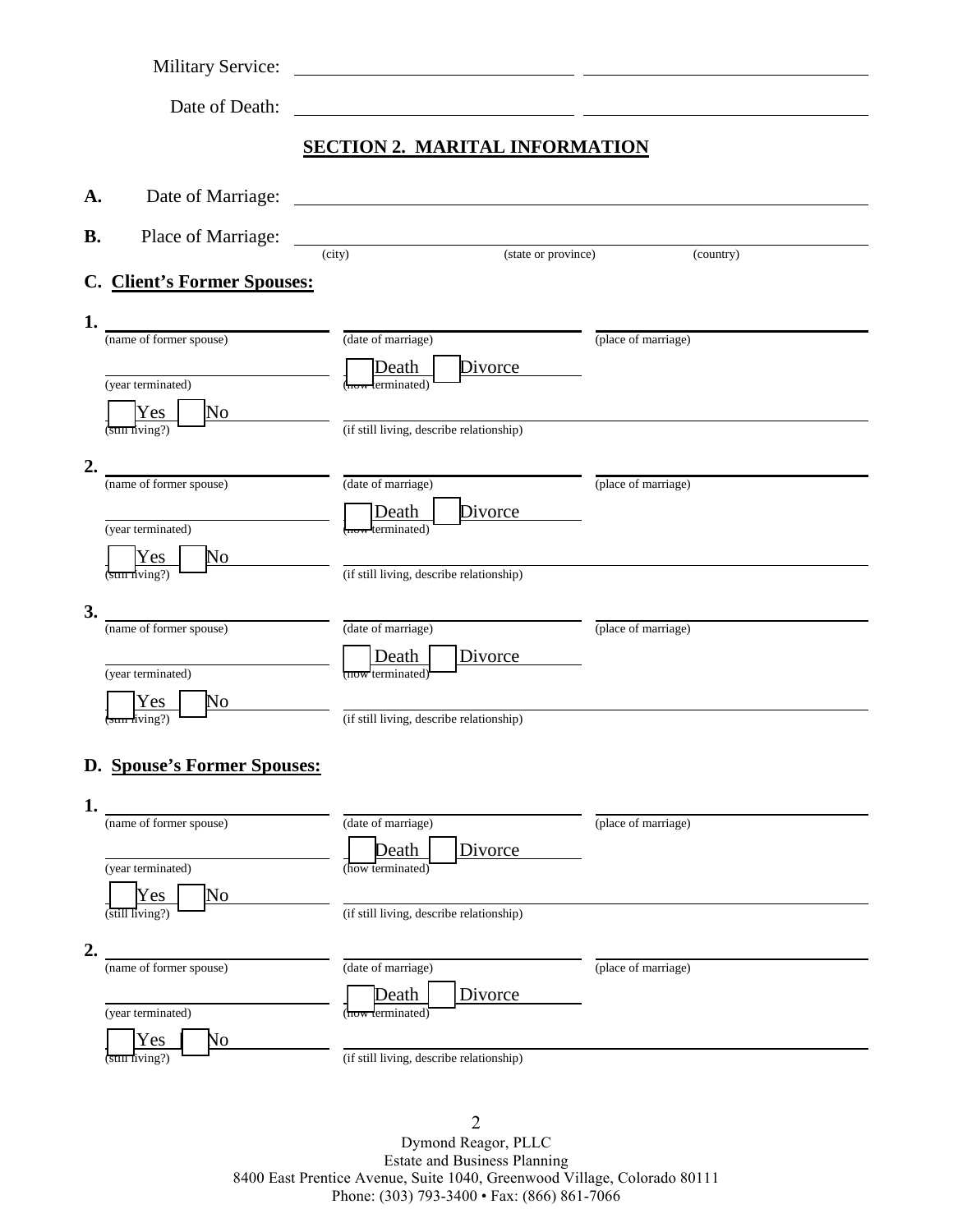Military Service: ______________________ ______________________

Date of Death: ______________________ ______________________

## SECTION 2. MARITAL INFORMATION

**A.** Date of Marriage: ____________________________________________

**B.** Place of Marriage: ____________________________________________
(city) (state or province) (country)

### C. Client's Former Spouses:

**1.** ______________________ ______________________ ______________________
(name of former spouse) (date of marriage) (place of marriage)

______________________ ☐ Death ☐ Divorce
(year terminated) (how terminated)

☐ Yes ☐ No ____________________________________________
(still living?) (if still living, describe relationship)

**2.** ______________________ ______________________ ______________________
(name of former spouse) (date of marriage) (place of marriage)

______________________ ☐ Death ☐ Divorce
(year terminated) (how terminated)

☐ Yes ☐ No ____________________________________________
(still living?) (if still living, describe relationship)

**3.** ______________________ ______________________ ______________________
(name of former spouse) (date of marriage) (place of marriage)

______________________ ☐ Death ☐ Divorce
(year terminated) (how terminated)

☐ Yes ☐ No ____________________________________________
(still living?) (if still living, describe relationship)

### D. Spouse's Former Spouses:

**1.** ______________________ ______________________ ______________________
(name of former spouse) (date of marriage) (place of marriage)

______________________ ☐ Death ☐ Divorce
(year terminated) (how terminated)

☐ Yes ☐ No ____________________________________________
(still living?) (if still living, describe relationship)

**2.** ______________________ ______________________ ______________________
(name of former spouse) (date of marriage) (place of marriage)

______________________ ☐ Death ☐ Divorce
(year terminated) (how terminated)

☐ Yes ☐ No ____________________________________________
(still living?) (if still living, describe relationship)

Dymond Reagor, PLLC
Estate and Business Planning
8400 East Prentice Avenue, Suite 1040, Greenwood Village, Colorado 80111
Phone: (303) 793-3400 • Fax: (866) 861-7066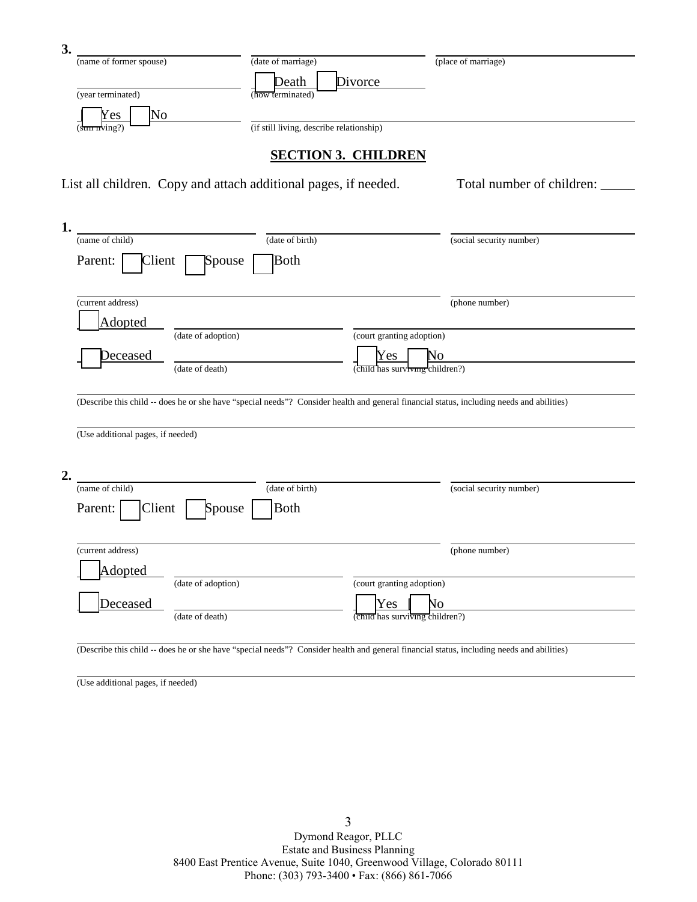**3.** \_\_\_\_\_\_\_\_\_\_\_\_\_\_\_\_\_\_\_\_ \_\_\_\_\_\_\_\_\_\_\_\_\_\_\_\_\_\_\_\_ \_\_\_\_\_\_\_\_\_\_\_\_\_\_\_\_\_\_\_\_

(name of former spouse) (date of marriage) (place of marriage)

\_\_\_\_\_\_\_\_\_\_\_\_\_\_\_\_\_\_\_\_ ☐ Death ☐ Divorce

(year terminated) (how terminated)

☐ Yes ☐ No \_\_\_\_\_\_\_\_\_\_\_\_\_\_\_\_\_\_\_\_\_\_\_\_\_\_\_\_\_\_\_\_\_\_\_\_\_\_

(still living?) (if still living, describe relationship)

## SECTION 3. CHILDREN

List all children. Copy and attach additional pages, if needed. Total number of children: _____

**1.** \_\_\_\_\_\_\_\_\_\_\_\_\_\_\_\_\_\_\_\_ \_\_\_\_\_\_\_\_\_\_\_\_\_\_\_\_\_\_\_\_ \_\_\_\_\_\_\_\_\_\_\_\_\_\_\_\_\_\_\_\_

(name of child) (date of birth) (social security number)

Parent: ☐ Client ☐ Spouse ☐ Both

\_\_\_\_\_\_\_\_\_\_\_\_\_\_\_\_\_\_\_\_\_\_\_\_\_\_\_\_\_\_\_\_\_\_\_\_\_\_ \_\_\_\_\_\_\_\_\_\_\_\_\_\_\_\_\_\_\_\_

(current address) (phone number)

☐ Adopted \_\_\_\_\_\_\_\_\_\_\_\_\_\_\_\_\_\_\_\_ \_\_\_\_\_\_\_\_\_\_\_\_\_\_\_\_\_\_\_\_

(date of adoption) (court granting adoption)

☐ Deceased \_\_\_\_\_\_\_\_\_\_\_\_\_\_\_\_\_\_\_\_ ☐ Yes ☐ No

(date of death) (child has surviving children?)

\_\_\_\_\_\_\_\_\_\_\_\_\_\_\_\_\_\_\_\_\_\_\_\_\_\_\_\_\_\_\_\_\_\_\_\_\_\_\_\_\_\_\_\_\_\_\_\_\_\_\_\_\_\_\_\_\_\_

(Describe this child -- does he or she have "special needs"? Consider health and general financial status, including needs and abilities)

\_\_\_\_\_\_\_\_\_\_\_\_\_\_\_\_\_\_\_\_\_\_\_\_\_\_\_\_\_\_\_\_\_\_\_\_\_\_\_\_\_\_\_\_\_\_\_\_\_\_\_\_\_\_\_\_\_\_

(Use additional pages, if needed)

**2.** \_\_\_\_\_\_\_\_\_\_\_\_\_\_\_\_\_\_\_\_ \_\_\_\_\_\_\_\_\_\_\_\_\_\_\_\_\_\_\_\_ \_\_\_\_\_\_\_\_\_\_\_\_\_\_\_\_\_\_\_\_

(name of child) (date of birth) (social security number)

Parent: ☐ Client ☐ Spouse ☐ Both

\_\_\_\_\_\_\_\_\_\_\_\_\_\_\_\_\_\_\_\_\_\_\_\_\_\_\_\_\_\_\_\_\_\_\_\_\_\_ \_\_\_\_\_\_\_\_\_\_\_\_\_\_\_\_\_\_\_\_

(current address) (phone number)

☐ Adopted \_\_\_\_\_\_\_\_\_\_\_\_\_\_\_\_\_\_\_\_ \_\_\_\_\_\_\_\_\_\_\_\_\_\_\_\_\_\_\_\_

(date of adoption) (court granting adoption)

☐ Deceased \_\_\_\_\_\_\_\_\_\_\_\_\_\_\_\_\_\_\_\_ ☐ Yes ☐ No

(date of death) (child has surviving children?)

\_\_\_\_\_\_\_\_\_\_\_\_\_\_\_\_\_\_\_\_\_\_\_\_\_\_\_\_\_\_\_\_\_\_\_\_\_\_\_\_\_\_\_\_\_\_\_\_\_\_\_\_\_\_\_\_\_\_

(Describe this child -- does he or she have "special needs"? Consider health and general financial status, including needs and abilities)

\_\_\_\_\_\_\_\_\_\_\_\_\_\_\_\_\_\_\_\_\_\_\_\_\_\_\_\_\_\_\_\_\_\_\_\_\_\_\_\_\_\_\_\_\_\_\_\_\_\_\_\_\_\_\_\_\_\_

(Use additional pages, if needed)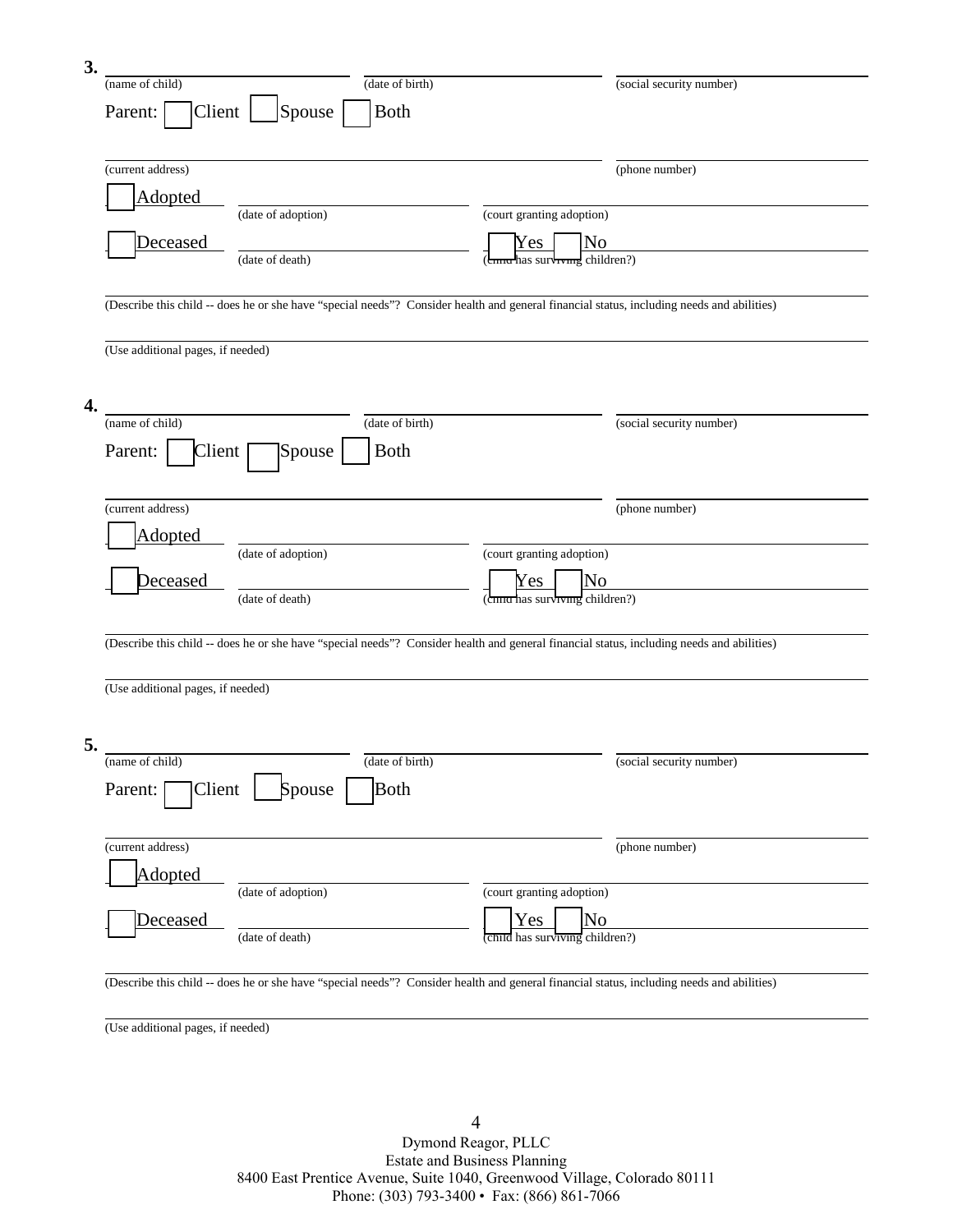**3.** \_\_\_\_\_\_\_\_\_\_\_\_\_\_\_\_\_\_\_\_\_\_\_\_ \_\_\_\_\_\_\_\_\_\_\_\_\_\_\_\_\_\_\_\_\_\_\_\_ \_\_\_\_\_\_\_\_\_\_\_\_\_\_\_\_\_\_\_\_\_\_\_\_

(name of child) (date of birth) (social security number)

Parent: ☐ Client ☐ Spouse ☐ Both

\_\_\_\_\_\_\_\_\_\_\_\_\_\_\_\_\_\_\_\_\_\_\_\_\_\_\_\_\_\_\_\_\_\_\_\_\_\_\_\_\_\_\_\_\_\_ \_\_\_\_\_\_\_\_\_\_\_\_\_\_\_\_\_\_\_\_\_\_\_\_

(current address) (phone number)

☐ Adopted \_\_\_\_\_\_\_\_\_\_\_\_\_\_\_\_\_\_\_\_ \_\_\_\_\_\_\_\_\_\_\_\_\_\_\_\_\_\_\_\_\_\_\_\_\_\_\_\_\_\_\_\_

(date of adoption) (court granting adoption)

☐ Deceased \_\_\_\_\_\_\_\_\_\_\_\_\_\_\_\_\_\_\_\_ ☐ Yes ☐ No

(date of death) (child has surviving children?)

\_\_\_\_\_\_\_\_\_\_\_\_\_\_\_\_\_\_\_\_\_\_\_\_\_\_\_\_\_\_\_\_\_\_\_\_\_\_\_\_\_\_\_\_\_\_\_\_\_\_\_\_\_\_\_\_\_\_\_\_\_\_\_\_\_\_\_\_\_\_\_\_\_\_\_\_

(Describe this child -- does he or she have "special needs"? Consider health and general financial status, including needs and abilities)

\_\_\_\_\_\_\_\_\_\_\_\_\_\_\_\_\_\_\_\_\_\_\_\_\_\_\_\_\_\_\_\_\_\_\_\_\_\_\_\_\_\_\_\_\_\_\_\_\_\_\_\_\_\_\_\_\_\_\_\_\_\_\_\_\_\_\_\_\_\_\_\_\_\_\_\_

(Use additional pages, if needed)

**4.** \_\_\_\_\_\_\_\_\_\_\_\_\_\_\_\_\_\_\_\_\_\_\_\_ \_\_\_\_\_\_\_\_\_\_\_\_\_\_\_\_\_\_\_\_\_\_\_\_ \_\_\_\_\_\_\_\_\_\_\_\_\_\_\_\_\_\_\_\_\_\_\_\_

(name of child) (date of birth) (social security number)

Parent: ☐ Client ☐ Spouse ☐ Both

\_\_\_\_\_\_\_\_\_\_\_\_\_\_\_\_\_\_\_\_\_\_\_\_\_\_\_\_\_\_\_\_\_\_\_\_\_\_\_\_\_\_\_\_\_\_ \_\_\_\_\_\_\_\_\_\_\_\_\_\_\_\_\_\_\_\_\_\_\_\_

(current address) (phone number)

☐ Adopted \_\_\_\_\_\_\_\_\_\_\_\_\_\_\_\_\_\_\_\_ \_\_\_\_\_\_\_\_\_\_\_\_\_\_\_\_\_\_\_\_\_\_\_\_\_\_\_\_\_\_\_\_

(date of adoption) (court granting adoption)

☐ Deceased \_\_\_\_\_\_\_\_\_\_\_\_\_\_\_\_\_\_\_\_ ☐ Yes ☐ No

(date of death) (child has surviving children?)

\_\_\_\_\_\_\_\_\_\_\_\_\_\_\_\_\_\_\_\_\_\_\_\_\_\_\_\_\_\_\_\_\_\_\_\_\_\_\_\_\_\_\_\_\_\_\_\_\_\_\_\_\_\_\_\_\_\_\_\_\_\_\_\_\_\_\_\_\_\_\_\_\_\_\_\_

(Describe this child -- does he or she have "special needs"? Consider health and general financial status, including needs and abilities)

\_\_\_\_\_\_\_\_\_\_\_\_\_\_\_\_\_\_\_\_\_\_\_\_\_\_\_\_\_\_\_\_\_\_\_\_\_\_\_\_\_\_\_\_\_\_\_\_\_\_\_\_\_\_\_\_\_\_\_\_\_\_\_\_\_\_\_\_\_\_\_\_\_\_\_\_

(Use additional pages, if needed)

**5.** \_\_\_\_\_\_\_\_\_\_\_\_\_\_\_\_\_\_\_\_\_\_\_\_ \_\_\_\_\_\_\_\_\_\_\_\_\_\_\_\_\_\_\_\_\_\_\_\_ \_\_\_\_\_\_\_\_\_\_\_\_\_\_\_\_\_\_\_\_\_\_\_\_

(name of child) (date of birth) (social security number)

Parent: ☐ Client ☐ Spouse ☐ Both

\_\_\_\_\_\_\_\_\_\_\_\_\_\_\_\_\_\_\_\_\_\_\_\_\_\_\_\_\_\_\_\_\_\_\_\_\_\_\_\_\_\_\_\_\_\_ \_\_\_\_\_\_\_\_\_\_\_\_\_\_\_\_\_\_\_\_\_\_\_\_

(current address) (phone number)

☐ Adopted \_\_\_\_\_\_\_\_\_\_\_\_\_\_\_\_\_\_\_\_ \_\_\_\_\_\_\_\_\_\_\_\_\_\_\_\_\_\_\_\_\_\_\_\_\_\_\_\_\_\_\_\_

(date of adoption) (court granting adoption)

☐ Deceased \_\_\_\_\_\_\_\_\_\_\_\_\_\_\_\_\_\_\_\_ ☐ Yes ☐ No

(date of death) (child has surviving children?)

\_\_\_\_\_\_\_\_\_\_\_\_\_\_\_\_\_\_\_\_\_\_\_\_\_\_\_\_\_\_\_\_\_\_\_\_\_\_\_\_\_\_\_\_\_\_\_\_\_\_\_\_\_\_\_\_\_\_\_\_\_\_\_\_\_\_\_\_\_\_\_\_\_\_\_\_

(Describe this child -- does he or she have "special needs"? Consider health and general financial status, including needs and abilities)

\_\_\_\_\_\_\_\_\_\_\_\_\_\_\_\_\_\_\_\_\_\_\_\_\_\_\_\_\_\_\_\_\_\_\_\_\_\_\_\_\_\_\_\_\_\_\_\_\_\_\_\_\_\_\_\_\_\_\_\_\_\_\_\_\_\_\_\_\_\_\_\_\_\_\_\_

(Use additional pages, if needed)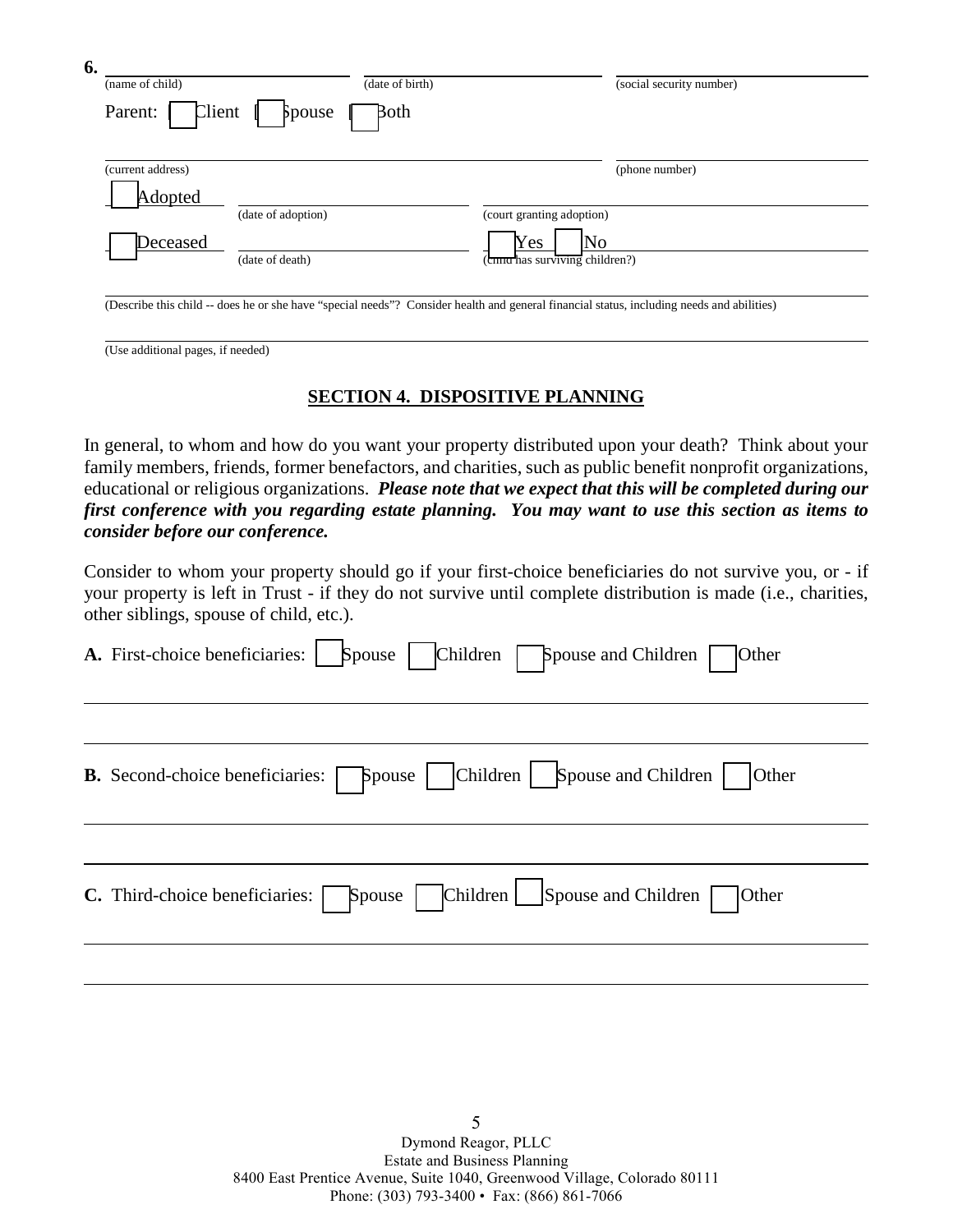**6.** \_\_\_\_\_\_\_\_\_\_\_\_\_\_\_\_\_\_\_\_ \_\_\_\_\_\_\_\_\_\_\_\_\_\_\_\_\_\_\_\_ \_\_\_\_\_\_\_\_\_\_\_\_\_\_\_\_\_\_\_\_

(name of child) (date of birth) (social security number)

Parent: ☐ Client ☐ Spouse ☐ Both

\_\_\_\_\_\_\_\_\_\_\_\_\_\_\_\_\_\_\_\_\_\_\_\_\_\_\_\_\_\_\_\_\_\_\_\_\_\_\_\_ \_\_\_\_\_\_\_\_\_\_\_\_\_\_\_\_\_\_\_\_

(current address) (phone number)

☐ Adopted \_\_\_\_\_\_\_\_\_\_\_\_\_\_\_\_\_\_\_\_ \_\_\_\_\_\_\_\_\_\_\_\_\_\_\_\_\_\_\_\_\_\_\_\_\_\_\_\_\_\_

(date of adoption) (court granting adoption)

☐ Deceased \_\_\_\_\_\_\_\_\_\_\_\_\_\_\_\_\_\_\_\_ ☐ Yes ☐ No

(date of death) (child has surviving children?)

\_\_\_\_\_\_\_\_\_\_\_\_\_\_\_\_\_\_\_\_\_\_\_\_\_\_\_\_\_\_\_\_\_\_\_\_\_\_\_\_\_\_\_\_\_\_\_\_\_\_\_\_\_\_\_\_\_\_\_\_

(Describe this child -- does he or she have "special needs"? Consider health and general financial status, including needs and abilities)

\_\_\_\_\_\_\_\_\_\_\_\_\_\_\_\_\_\_\_\_\_\_\_\_\_\_\_\_\_\_\_\_\_\_\_\_\_\_\_\_\_\_\_\_\_\_\_\_\_\_\_\_\_\_\_\_\_\_\_\_

(Use additional pages, if needed)

## SECTION 4. DISPOSITIVE PLANNING

In general, to whom and how do you want your property distributed upon your death? Think about your family members, friends, former benefactors, and charities, such as public benefit nonprofit organizations, educational or religious organizations. ***Please note that we expect that this will be completed during our first conference with you regarding estate planning. You may want to use this section as items to consider before our conference.***

Consider to whom your property should go if your first-choice beneficiaries do not survive you, or - if your property is left in Trust - if they do not survive until complete distribution is made (i.e., charities, other siblings, spouse of child, etc.).

**A.** First-choice beneficiaries: ☐ Spouse ☐ Children ☐ Spouse and Children ☐ Other

\_\_\_\_\_\_\_\_\_\_\_\_\_\_\_\_\_\_\_\_\_\_\_\_\_\_\_\_\_\_\_\_\_\_\_\_\_\_\_\_\_\_\_\_\_\_\_\_\_\_\_\_\_\_\_\_\_\_\_\_

\_\_\_\_\_\_\_\_\_\_\_\_\_\_\_\_\_\_\_\_\_\_\_\_\_\_\_\_\_\_\_\_\_\_\_\_\_\_\_\_\_\_\_\_\_\_\_\_\_\_\_\_\_\_\_\_\_\_\_\_

**B.** Second-choice beneficiaries: ☐ Spouse ☐ Children ☐ Spouse and Children ☐ Other

\_\_\_\_\_\_\_\_\_\_\_\_\_\_\_\_\_\_\_\_\_\_\_\_\_\_\_\_\_\_\_\_\_\_\_\_\_\_\_\_\_\_\_\_\_\_\_\_\_\_\_\_\_\_\_\_\_\_\_\_

\_\_\_\_\_\_\_\_\_\_\_\_\_\_\_\_\_\_\_\_\_\_\_\_\_\_\_\_\_\_\_\_\_\_\_\_\_\_\_\_\_\_\_\_\_\_\_\_\_\_\_\_\_\_\_\_\_\_\_\_

**C.** Third-choice beneficiaries: ☐ Spouse ☐ Children ☐ Spouse and Children ☐ Other

\_\_\_\_\_\_\_\_\_\_\_\_\_\_\_\_\_\_\_\_\_\_\_\_\_\_\_\_\_\_\_\_\_\_\_\_\_\_\_\_\_\_\_\_\_\_\_\_\_\_\_\_\_\_\_\_\_\_\_\_

\_\_\_\_\_\_\_\_\_\_\_\_\_\_\_\_\_\_\_\_\_\_\_\_\_\_\_\_\_\_\_\_\_\_\_\_\_\_\_\_\_\_\_\_\_\_\_\_\_\_\_\_\_\_\_\_\_\_\_\_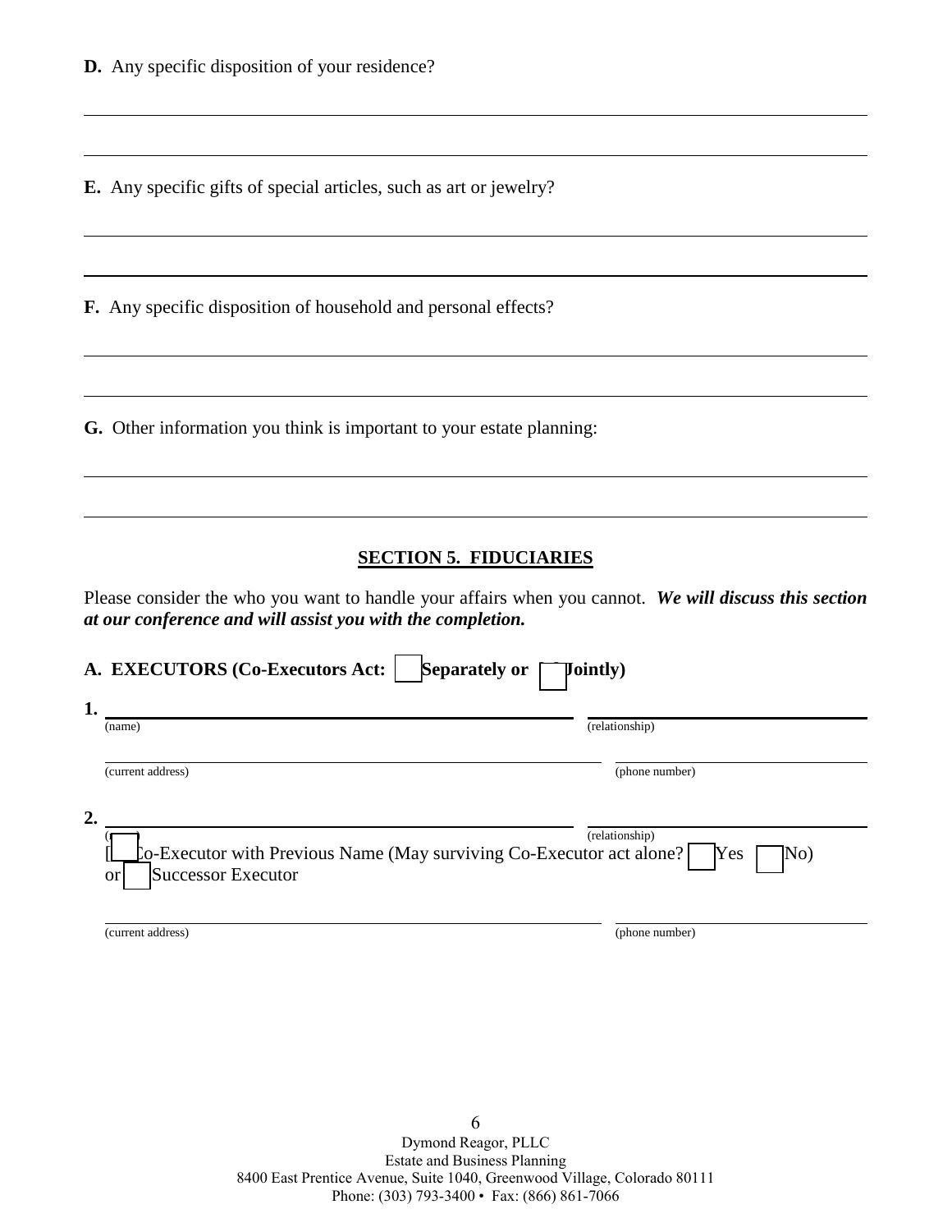**D.** Any specific disposition of your residence?

\_\_\_\_\_\_\_\_\_\_\_\_\_\_\_\_\_\_\_\_\_\_\_\_\_\_\_\_\_\_\_\_\_\_\_\_\_\_\_\_\_\_\_\_\_\_\_\_\_\_\_\_\_\_\_\_\_\_\_\_\_\_\_\_\_\_\_\_\_\_\_\_\_\_\_\_

\_\_\_\_\_\_\_\_\_\_\_\_\_\_\_\_\_\_\_\_\_\_\_\_\_\_\_\_\_\_\_\_\_\_\_\_\_\_\_\_\_\_\_\_\_\_\_\_\_\_\_\_\_\_\_\_\_\_\_\_\_\_\_\_\_\_\_\_\_\_\_\_\_\_\_\_

**E.** Any specific gifts of special articles, such as art or jewelry?

\_\_\_\_\_\_\_\_\_\_\_\_\_\_\_\_\_\_\_\_\_\_\_\_\_\_\_\_\_\_\_\_\_\_\_\_\_\_\_\_\_\_\_\_\_\_\_\_\_\_\_\_\_\_\_\_\_\_\_\_\_\_\_\_\_\_\_\_\_\_\_\_\_\_\_\_

\_\_\_\_\_\_\_\_\_\_\_\_\_\_\_\_\_\_\_\_\_\_\_\_\_\_\_\_\_\_\_\_\_\_\_\_\_\_\_\_\_\_\_\_\_\_\_\_\_\_\_\_\_\_\_\_\_\_\_\_\_\_\_\_\_\_\_\_\_\_\_\_\_\_\_\_

**F.** Any specific disposition of household and personal effects?

\_\_\_\_\_\_\_\_\_\_\_\_\_\_\_\_\_\_\_\_\_\_\_\_\_\_\_\_\_\_\_\_\_\_\_\_\_\_\_\_\_\_\_\_\_\_\_\_\_\_\_\_\_\_\_\_\_\_\_\_\_\_\_\_\_\_\_\_\_\_\_\_\_\_\_\_

\_\_\_\_\_\_\_\_\_\_\_\_\_\_\_\_\_\_\_\_\_\_\_\_\_\_\_\_\_\_\_\_\_\_\_\_\_\_\_\_\_\_\_\_\_\_\_\_\_\_\_\_\_\_\_\_\_\_\_\_\_\_\_\_\_\_\_\_\_\_\_\_\_\_\_\_

**G.** Other information you think is important to your estate planning:

\_\_\_\_\_\_\_\_\_\_\_\_\_\_\_\_\_\_\_\_\_\_\_\_\_\_\_\_\_\_\_\_\_\_\_\_\_\_\_\_\_\_\_\_\_\_\_\_\_\_\_\_\_\_\_\_\_\_\_\_\_\_\_\_\_\_\_\_\_\_\_\_\_\_\_\_

\_\_\_\_\_\_\_\_\_\_\_\_\_\_\_\_\_\_\_\_\_\_\_\_\_\_\_\_\_\_\_\_\_\_\_\_\_\_\_\_\_\_\_\_\_\_\_\_\_\_\_\_\_\_\_\_\_\_\_\_\_\_\_\_\_\_\_\_\_\_\_\_\_\_\_\_

## SECTION 5. FIDUCIARIES

Please consider the who you want to handle your affairs when you cannot. ***We will discuss this section at our conference and will assist you with the completion.***

**A. EXECUTORS (Co-Executors Act: ☐ Separately or ☐ Jointly)**

**1.** \_\_\_\_\_\_\_\_\_\_\_\_\_\_\_\_\_\_\_\_\_\_\_\_\_\_\_\_\_\_\_\_\_\_\_\_\_\_\_\_\_\_\_\_ \_\_\_\_\_\_\_\_\_\_\_\_\_\_\_\_\_\_\_\_\_\_\_\_\_\_
(name) (relationship)

\_\_\_\_\_\_\_\_\_\_\_\_\_\_\_\_\_\_\_\_\_\_\_\_\_\_\_\_\_\_\_\_\_\_\_\_\_\_\_\_\_\_\_\_ \_\_\_\_\_\_\_\_\_\_\_\_\_\_\_\_\_\_\_\_\_\_\_\_\_\_
(current address) (phone number)

**2.** \_\_\_\_\_\_\_\_\_\_\_\_\_\_\_\_\_\_\_\_\_\_\_\_\_\_\_\_\_\_\_\_\_\_\_\_\_\_\_\_\_\_\_\_ \_\_\_\_\_\_\_\_\_\_\_\_\_\_\_\_\_\_\_\_\_\_\_\_\_\_
(name) (relationship)

[☐ Co-Executor with Previous Name (May surviving Co-Executor act alone? ☐ Yes ☐ No)
or ☐ Successor Executor

\_\_\_\_\_\_\_\_\_\_\_\_\_\_\_\_\_\_\_\_\_\_\_\_\_\_\_\_\_\_\_\_\_\_\_\_\_\_\_\_\_\_\_\_ \_\_\_\_\_\_\_\_\_\_\_\_\_\_\_\_\_\_\_\_\_\_\_\_\_\_
(current address) (phone number)

Dymond Reagor, PLLC
Estate and Business Planning
8400 East Prentice Avenue, Suite 1040, Greenwood Village, Colorado 80111
Phone: (303) 793-3400 • Fax: (866) 861-7066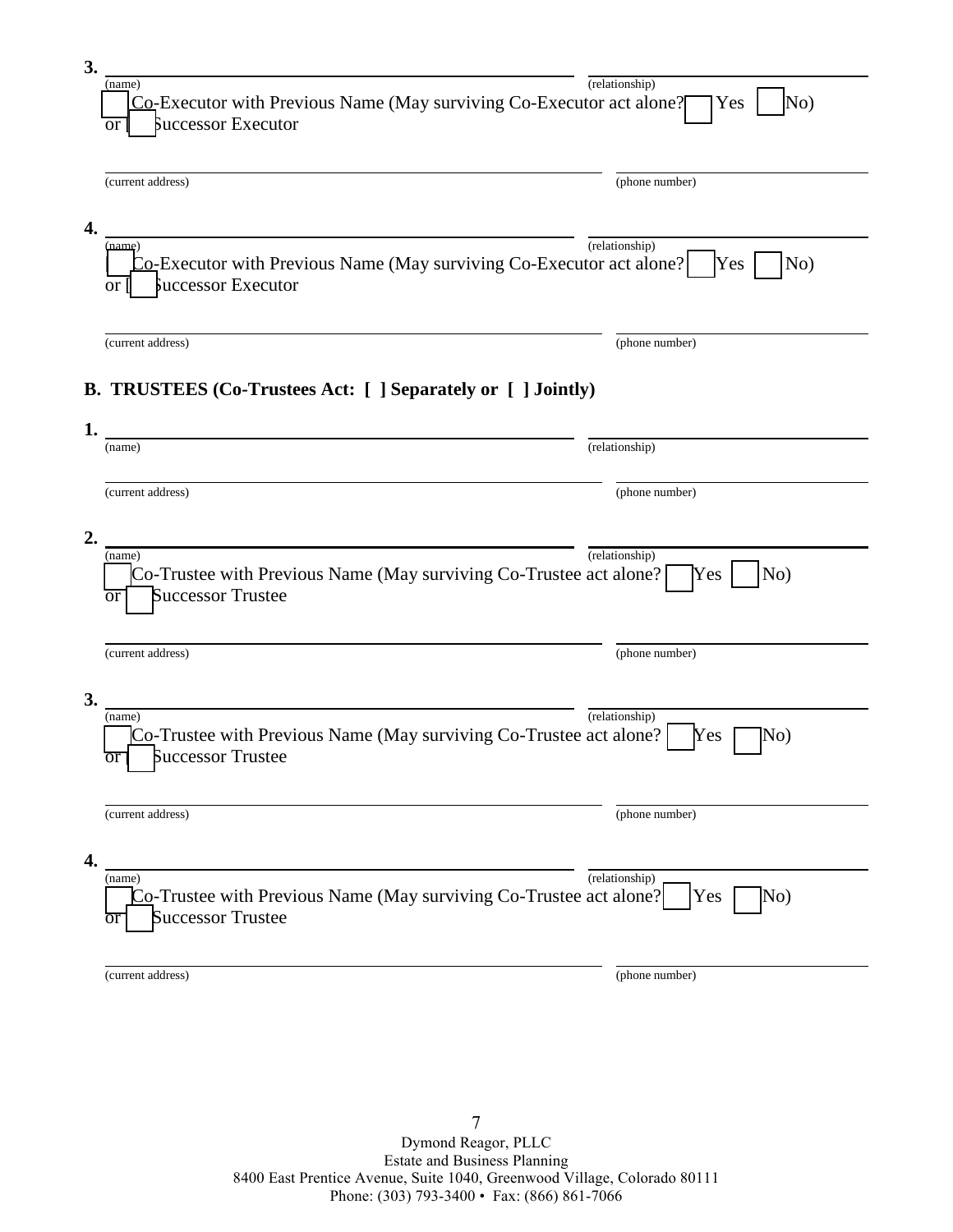3. ______________________________________________ ______________________
(name) (relationship)

[ ] Co-Executor with Previous Name (May surviving Co-Executor act alone? [ ] Yes [ ] No)
or [ ] Successor Executor

______________________________________________ ______________________
(current address) (phone number)

4. ______________________________________________ ______________________
(name) (relationship)

[ ] Co-Executor with Previous Name (May surviving Co-Executor act alone? [ ] Yes [ ] No)
or [ ] Successor Executor

______________________________________________ ______________________
(current address) (phone number)

## B. TRUSTEES (Co-Trustees Act: [ ] Separately or [ ] Jointly)

1. ______________________________________________ ______________________
(name) (relationship)

______________________________________________ ______________________
(current address) (phone number)

2. ______________________________________________ ______________________
(name) (relationship)

[ ] Co-Trustee with Previous Name (May surviving Co-Trustee act alone? [ ] Yes [ ] No)
or [ ] Successor Trustee

______________________________________________ ______________________
(current address) (phone number)

3. ______________________________________________ ______________________
(name) (relationship)

[ ] Co-Trustee with Previous Name (May surviving Co-Trustee act alone? [ ] Yes [ ] No)
or [ ] Successor Trustee

______________________________________________ ______________________
(current address) (phone number)

4. ______________________________________________ ______________________
(name) (relationship)

[ ] Co-Trustee with Previous Name (May surviving Co-Trustee act alone? [ ] Yes [ ] No)
or [ ] Successor Trustee

______________________________________________ ______________________
(current address) (phone number)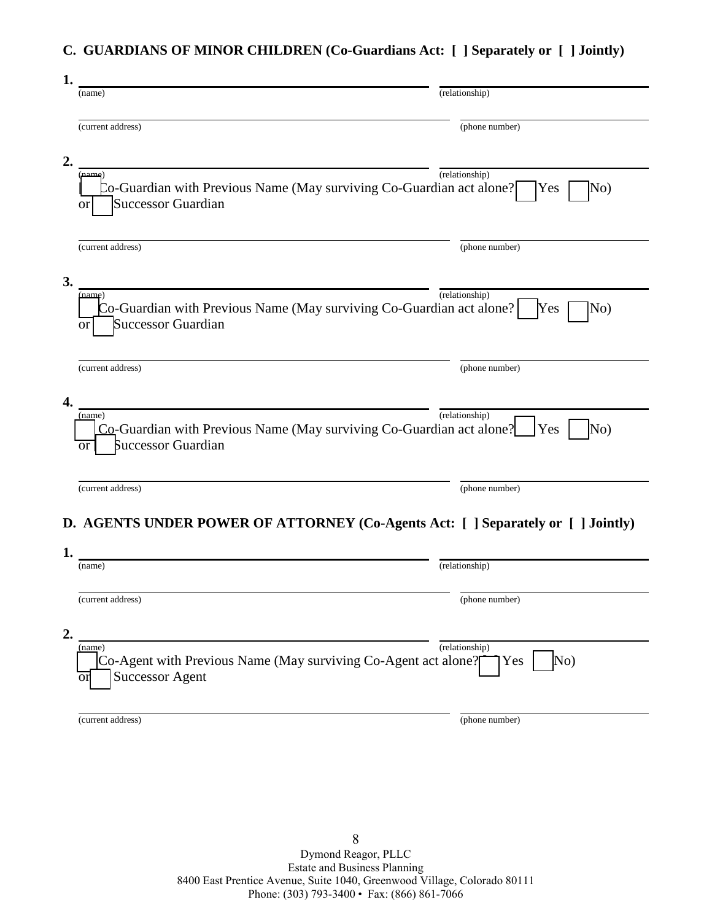### C. GUARDIANS OF MINOR CHILDREN (Co-Guardians Act: [ ] Separately or [ ] Jointly)

**1.** ______________________________ ______________________________
(name) (relationship)

______________________________ ______________________________
(current address) (phone number)

**2.** ______________________________ ______________________________
(name) (relationship)

[ ] Co-Guardian with Previous Name (May surviving Co-Guardian act alone? [ ] Yes [ ] No)
or [ ] Successor Guardian

______________________________ ______________________________
(current address) (phone number)

**3.** ______________________________ ______________________________
(name) (relationship)

[ ] Co-Guardian with Previous Name (May surviving Co-Guardian act alone? [ ] Yes [ ] No)
or [ ] Successor Guardian

______________________________ ______________________________
(current address) (phone number)

**4.** ______________________________ ______________________________
(name) (relationship)

[ ] Co-Guardian with Previous Name (May surviving Co-Guardian act alone? [ ] Yes [ ] No)
or [ ] Successor Guardian

______________________________ ______________________________
(current address) (phone number)

### D. AGENTS UNDER POWER OF ATTORNEY (Co-Agents Act: [ ] Separately or [ ] Jointly)

**1.** ______________________________ ______________________________
(name) (relationship)

______________________________ ______________________________
(current address) (phone number)

**2.** ______________________________ ______________________________
(name) (relationship)

[ ] Co-Agent with Previous Name (May surviving Co-Agent act alone? [ ] Yes [ ] No)
or [ ] Successor Agent

______________________________ ______________________________
(current address) (phone number)

Dymond Reagor, PLLC
Estate and Business Planning
8400 East Prentice Avenue, Suite 1040, Greenwood Village, Colorado 80111
Phone: (303) 793-3400 • Fax: (866) 861-7066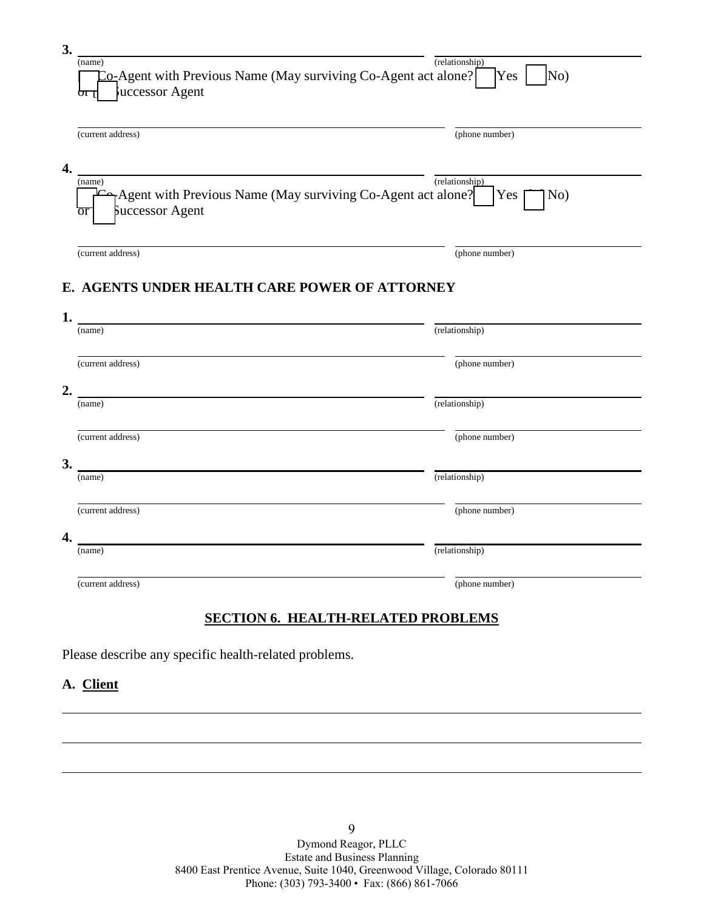**3.** ______________________________ ______________________________
(name) (relationship)

☐ Co-Agent with Previous Name (May surviving Co-Agent act alone? ☐ Yes ☐ No)
or ☐ Successor Agent

______________________________ ______________________________
(current address) (phone number)

**4.** ______________________________ ______________________________
(name) (relationship)

☐ Co-Agent with Previous Name (May surviving Co-Agent act alone? ☐ Yes ☐ No)
or ☐ Successor Agent

______________________________ ______________________________
(current address) (phone number)

## E. AGENTS UNDER HEALTH CARE POWER OF ATTORNEY

**1.** ______________________________ ______________________________
(name) (relationship)

______________________________ ______________________________
(current address) (phone number)

**2.** ______________________________ ______________________________
(name) (relationship)

______________________________ ______________________________
(current address) (phone number)

**3.** ______________________________ ______________________________
(name) (relationship)

______________________________ ______________________________
(current address) (phone number)

**4.** ______________________________ ______________________________
(name) (relationship)

______________________________ ______________________________
(current address) (phone number)

## SECTION 6. HEALTH-RELATED PROBLEMS

Please describe any specific health-related problems.

### A. Client

______________________________________________________________

______________________________________________________________

______________________________________________________________

Dymond Reagor, PLLC
Estate and Business Planning
8400 East Prentice Avenue, Suite 1040, Greenwood Village, Colorado 80111
Phone: (303) 793-3400 • Fax: (866) 861-7066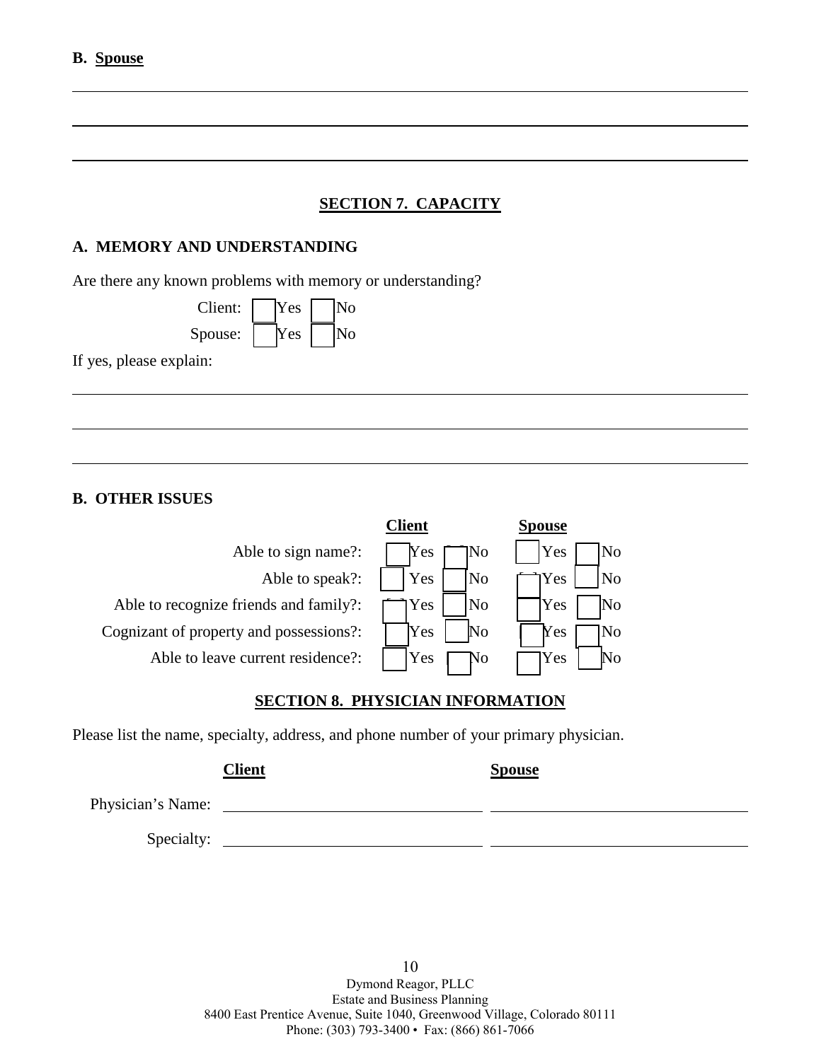**B. Spouse**

\_\_\_\_\_\_\_\_\_\_\_\_\_\_\_\_\_\_\_\_\_\_\_\_\_\_\_\_\_\_\_\_\_\_\_\_\_\_\_\_\_\_\_\_\_\_\_\_\_\_\_\_\_\_\_\_\_\_\_\_\_\_\_\_\_\_\_\_\_\_\_\_\_\_\_\_

\_\_\_\_\_\_\_\_\_\_\_\_\_\_\_\_\_\_\_\_\_\_\_\_\_\_\_\_\_\_\_\_\_\_\_\_\_\_\_\_\_\_\_\_\_\_\_\_\_\_\_\_\_\_\_\_\_\_\_\_\_\_\_\_\_\_\_\_\_\_\_\_\_\_\_\_

\_\_\_\_\_\_\_\_\_\_\_\_\_\_\_\_\_\_\_\_\_\_\_\_\_\_\_\_\_\_\_\_\_\_\_\_\_\_\_\_\_\_\_\_\_\_\_\_\_\_\_\_\_\_\_\_\_\_\_\_\_\_\_\_\_\_\_\_\_\_\_\_\_\_\_\_

## SECTION 7. CAPACITY

### A. MEMORY AND UNDERSTANDING

Are there any known problems with memory or understanding?

Client: ☐ Yes ☐ No

Spouse: ☐ Yes ☐ No

If yes, please explain:

\_\_\_\_\_\_\_\_\_\_\_\_\_\_\_\_\_\_\_\_\_\_\_\_\_\_\_\_\_\_\_\_\_\_\_\_\_\_\_\_\_\_\_\_\_\_\_\_\_\_\_\_\_\_\_\_\_\_\_\_\_\_\_\_\_\_\_\_\_\_\_\_\_\_\_\_

\_\_\_\_\_\_\_\_\_\_\_\_\_\_\_\_\_\_\_\_\_\_\_\_\_\_\_\_\_\_\_\_\_\_\_\_\_\_\_\_\_\_\_\_\_\_\_\_\_\_\_\_\_\_\_\_\_\_\_\_\_\_\_\_\_\_\_\_\_\_\_\_\_\_\_\_

\_\_\_\_\_\_\_\_\_\_\_\_\_\_\_\_\_\_\_\_\_\_\_\_\_\_\_\_\_\_\_\_\_\_\_\_\_\_\_\_\_\_\_\_\_\_\_\_\_\_\_\_\_\_\_\_\_\_\_\_\_\_\_\_\_\_\_\_\_\_\_\_\_\_\_\_

### B. OTHER ISSUES

| | Client | Spouse |
|---|---|---|
| Able to sign name?: | ☐ Yes ☐ No | ☐ Yes ☐ No |
| Able to speak?: | ☐ Yes ☐ No | ☐ Yes ☐ No |
| Able to recognize friends and family?: | ☐ Yes ☐ No | ☐ Yes ☐ No |
| Cognizant of property and possessions?: | ☐ Yes ☐ No | ☐ Yes ☐ No |
| Able to leave current residence?: | ☐ Yes ☐ No | ☐ Yes ☐ No |

## SECTION 8. PHYSICIAN INFORMATION

Please list the name, specialty, address, and phone number of your primary physician.

| | Client | Spouse |
|---|---|---|
| Physician's Name: | \_\_\_\_\_\_\_\_\_\_\_\_\_\_\_\_ | \_\_\_\_\_\_\_\_\_\_\_\_\_\_\_\_ |
| Specialty: | \_\_\_\_\_\_\_\_\_\_\_\_\_\_\_\_ | \_\_\_\_\_\_\_\_\_\_\_\_\_\_\_\_ |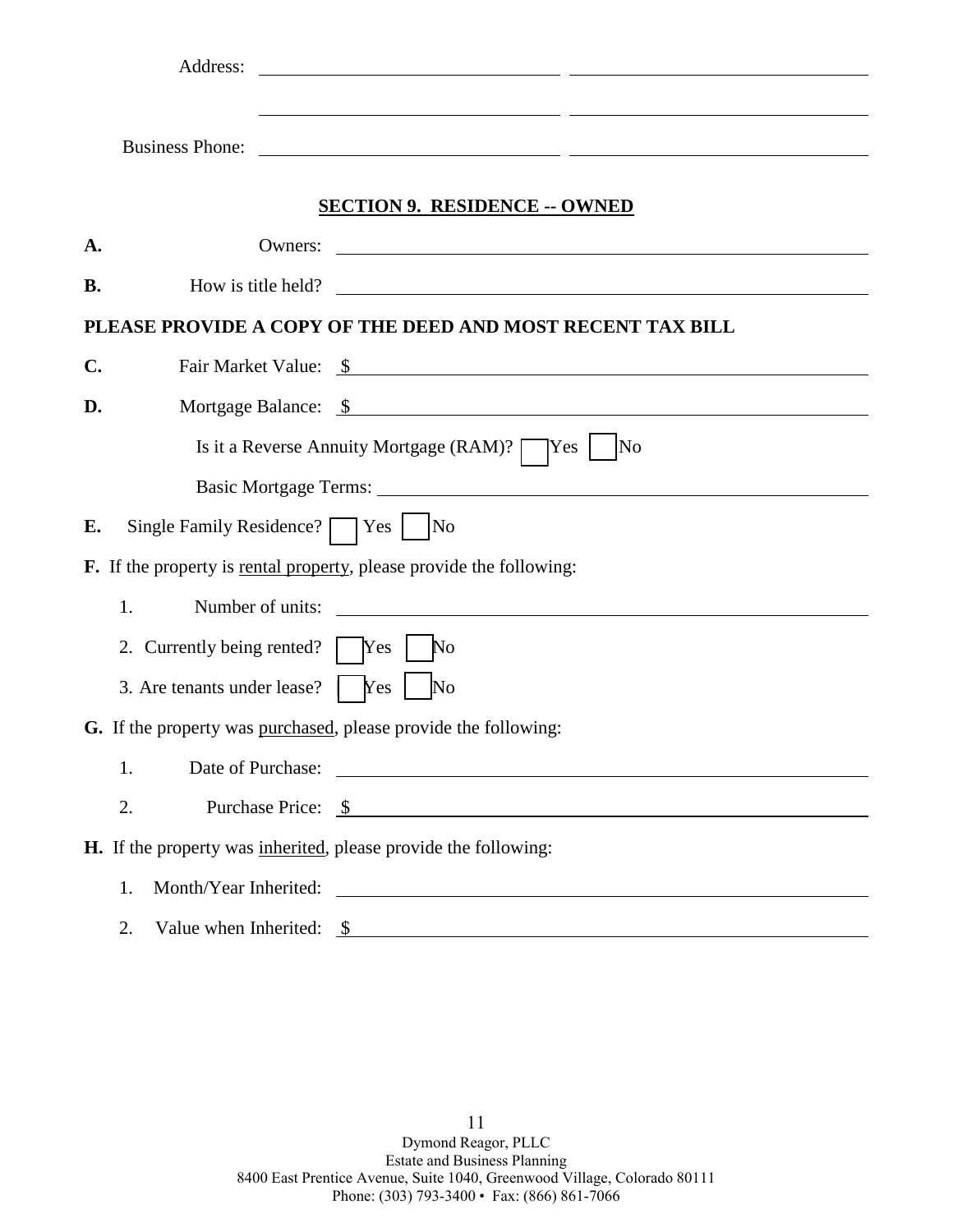Address: \_\_\_\_\_\_\_\_\_\_\_\_\_\_\_\_\_\_\_\_\_\_\_\_\_\_\_\_ \_\_\_\_\_\_\_\_\_\_\_\_\_\_\_\_\_\_\_\_\_\_\_\_\_\_\_\_

\_\_\_\_\_\_\_\_\_\_\_\_\_\_\_\_\_\_\_\_\_\_\_\_\_\_\_\_ \_\_\_\_\_\_\_\_\_\_\_\_\_\_\_\_\_\_\_\_\_\_\_\_\_\_\_\_

Business Phone: \_\_\_\_\_\_\_\_\_\_\_\_\_\_\_\_\_\_\_\_\_\_\_\_\_\_\_\_ \_\_\_\_\_\_\_\_\_\_\_\_\_\_\_\_\_\_\_\_\_\_\_\_\_\_\_\_

## SECTION 9. RESIDENCE -- OWNED

**A.** Owners: \_\_\_\_\_\_\_\_\_\_\_\_\_\_\_\_\_\_\_\_\_\_\_\_\_\_\_\_\_\_\_\_\_\_\_\_\_\_\_\_

**B.** How is title held? \_\_\_\_\_\_\_\_\_\_\_\_\_\_\_\_\_\_\_\_\_\_\_\_\_\_\_\_\_\_\_\_\_\_\_\_\_\_\_\_

**PLEASE PROVIDE A COPY OF THE DEED AND MOST RECENT TAX BILL**

**C.** Fair Market Value: $ \_\_\_\_\_\_\_\_\_\_\_\_\_\_\_\_\_\_\_\_\_\_\_\_\_\_\_\_\_\_\_\_\_\_\_\_\_\_\_\_

**D.** Mortgage Balance: $ \_\_\_\_\_\_\_\_\_\_\_\_\_\_\_\_\_\_\_\_\_\_\_\_\_\_\_\_\_\_\_\_\_\_\_\_\_\_\_\_

Is it a Reverse Annuity Mortgage (RAM)? ☐ Yes ☐ No

Basic Mortgage Terms: \_\_\_\_\_\_\_\_\_\_\_\_\_\_\_\_\_\_\_\_\_\_\_\_\_\_\_\_\_\_\_\_\_\_\_\_\_\_\_\_

**E.** Single Family Residence? ☐ Yes ☐ No

**F.** If the property is rental property, please provide the following:

1. Number of units: \_\_\_\_\_\_\_\_\_\_\_\_\_\_\_\_\_\_\_\_\_\_\_\_\_\_\_\_\_\_\_\_\_\_\_\_\_\_\_\_
2. Currently being rented? ☐ Yes ☐ No
3. Are tenants under lease? ☐ Yes ☐ No

**G.** If the property was purchased, please provide the following:

1. Date of Purchase: \_\_\_\_\_\_\_\_\_\_\_\_\_\_\_\_\_\_\_\_\_\_\_\_\_\_\_\_\_\_\_\_\_\_\_\_\_\_\_\_
2. Purchase Price: $ \_\_\_\_\_\_\_\_\_\_\_\_\_\_\_\_\_\_\_\_\_\_\_\_\_\_\_\_\_\_\_\_\_\_\_\_\_\_\_\_

**H.** If the property was inherited, please provide the following:

1. Month/Year Inherited: \_\_\_\_\_\_\_\_\_\_\_\_\_\_\_\_\_\_\_\_\_\_\_\_\_\_\_\_\_\_\_\_\_\_\_\_\_\_\_\_
2. Value when Inherited: $ \_\_\_\_\_\_\_\_\_\_\_\_\_\_\_\_\_\_\_\_\_\_\_\_\_\_\_\_\_\_\_\_\_\_\_\_\_\_\_\_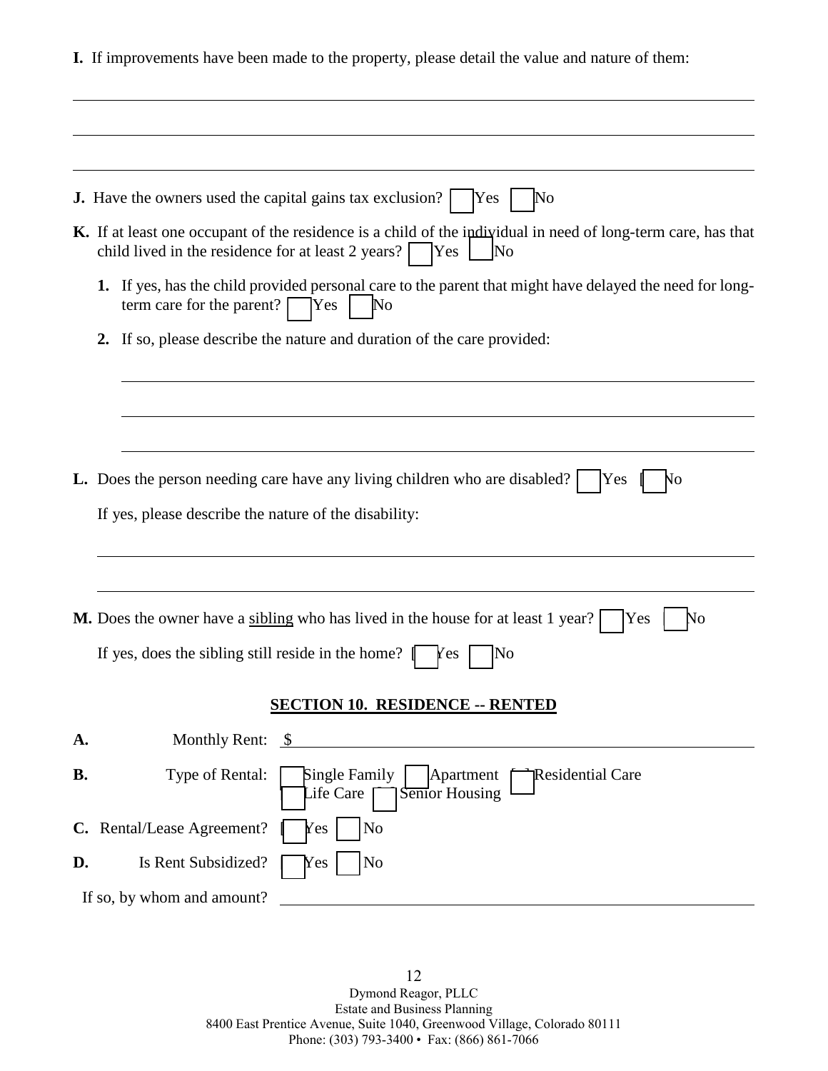**I.** If improvements have been made to the property, please detail the value and nature of them:

\_\_\_\_\_\_\_\_\_\_\_\_\_\_\_\_\_\_\_\_\_\_\_\_\_\_\_\_\_\_\_\_\_\_\_\_\_\_\_\_\_\_\_\_\_\_\_\_\_\_\_\_\_\_\_\_\_\_\_\_\_\_\_\_\_\_\_\_\_\_\_\_

\_\_\_\_\_\_\_\_\_\_\_\_\_\_\_\_\_\_\_\_\_\_\_\_\_\_\_\_\_\_\_\_\_\_\_\_\_\_\_\_\_\_\_\_\_\_\_\_\_\_\_\_\_\_\_\_\_\_\_\_\_\_\_\_\_\_\_\_\_\_\_\_

\_\_\_\_\_\_\_\_\_\_\_\_\_\_\_\_\_\_\_\_\_\_\_\_\_\_\_\_\_\_\_\_\_\_\_\_\_\_\_\_\_\_\_\_\_\_\_\_\_\_\_\_\_\_\_\_\_\_\_\_\_\_\_\_\_\_\_\_\_\_\_\_

**J.** Have the owners used the capital gains tax exclusion? ☐ Yes ☐ No

**K.** If at least one occupant of the residence is a child of the individual in need of long-term care, has that child lived in the residence for at least 2 years? ☐ Yes ☐ No

1. If yes, has the child provided personal care to the parent that might have delayed the need for long-term care for the parent? ☐ Yes ☐ No
2. If so, please describe the nature and duration of the care provided:

\_\_\_\_\_\_\_\_\_\_\_\_\_\_\_\_\_\_\_\_\_\_\_\_\_\_\_\_\_\_\_\_\_\_\_\_\_\_\_\_\_\_\_\_\_\_\_\_\_\_\_\_\_\_\_\_\_\_\_\_\_\_\_\_\_\_\_\_\_\_\_\_

\_\_\_\_\_\_\_\_\_\_\_\_\_\_\_\_\_\_\_\_\_\_\_\_\_\_\_\_\_\_\_\_\_\_\_\_\_\_\_\_\_\_\_\_\_\_\_\_\_\_\_\_\_\_\_\_\_\_\_\_\_\_\_\_\_\_\_\_\_\_\_\_

\_\_\_\_\_\_\_\_\_\_\_\_\_\_\_\_\_\_\_\_\_\_\_\_\_\_\_\_\_\_\_\_\_\_\_\_\_\_\_\_\_\_\_\_\_\_\_\_\_\_\_\_\_\_\_\_\_\_\_\_\_\_\_\_\_\_\_\_\_\_\_\_

**L.** Does the person needing care have any living children who are disabled? ☐ Yes ☐ No

If yes, please describe the nature of the disability:

\_\_\_\_\_\_\_\_\_\_\_\_\_\_\_\_\_\_\_\_\_\_\_\_\_\_\_\_\_\_\_\_\_\_\_\_\_\_\_\_\_\_\_\_\_\_\_\_\_\_\_\_\_\_\_\_\_\_\_\_\_\_\_\_\_\_\_\_\_\_\_\_

\_\_\_\_\_\_\_\_\_\_\_\_\_\_\_\_\_\_\_\_\_\_\_\_\_\_\_\_\_\_\_\_\_\_\_\_\_\_\_\_\_\_\_\_\_\_\_\_\_\_\_\_\_\_\_\_\_\_\_\_\_\_\_\_\_\_\_\_\_\_\_\_

**M.** Does the owner have a <u>sibling</u> who has lived in the house for at least 1 year? ☐ Yes ☐ No

If yes, does the sibling still reside in the home? ☐ Yes ☐ No

## SECTION 10. RESIDENCE -- RENTED

**A.** Monthly Rent: $ \_\_\_\_\_\_\_\_\_\_\_\_\_\_\_\_\_\_\_\_\_\_\_\_\_\_\_\_

**B.** Type of Rental: ☐ Single Family ☐ Apartment ☐ Residential Care ☐ Life Care ☐ Senior Housing

**C.** Rental/Lease Agreement? ☐ Yes ☐ No

**D.** Is Rent Subsidized? ☐ Yes ☐ No

If so, by whom and amount? \_\_\_\_\_\_\_\_\_\_\_\_\_\_\_\_\_\_\_\_\_\_\_\_\_\_\_\_\_\_\_\_\_\_\_\_\_\_\_\_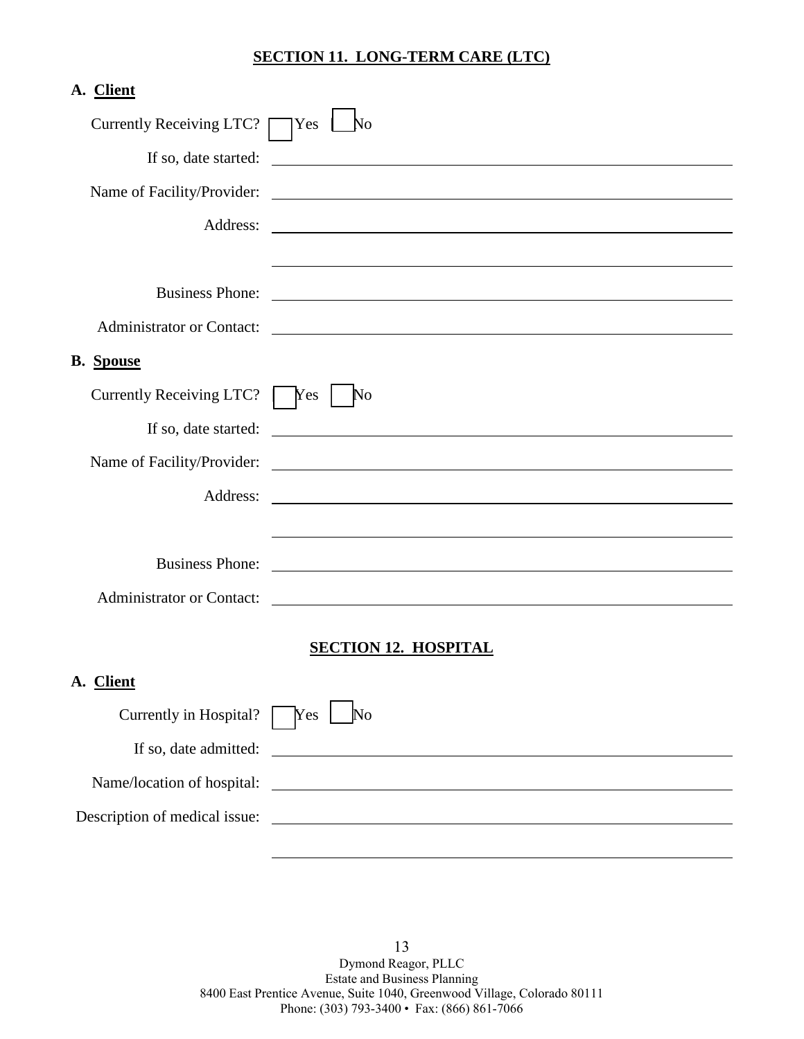## SECTION 11. LONG-TERM CARE (LTC)

### A. Client

Currently Receiving LTC? ☐ Yes ☐ No

If so, date started: ____________________

Name of Facility/Provider: ____________________

Address: ____________________

____________________

Business Phone: ____________________

Administrator or Contact: ____________________

### B. Spouse

Currently Receiving LTC? ☐ Yes ☐ No

If so, date started: ____________________

Name of Facility/Provider: ____________________

Address: ____________________

____________________

Business Phone: ____________________

Administrator or Contact: ____________________

## SECTION 12. HOSPITAL

### A. Client

Currently in Hospital? ☐ Yes ☐ No

If so, date admitted: ____________________

Name/location of hospital: ____________________

Description of medical issue: ____________________

____________________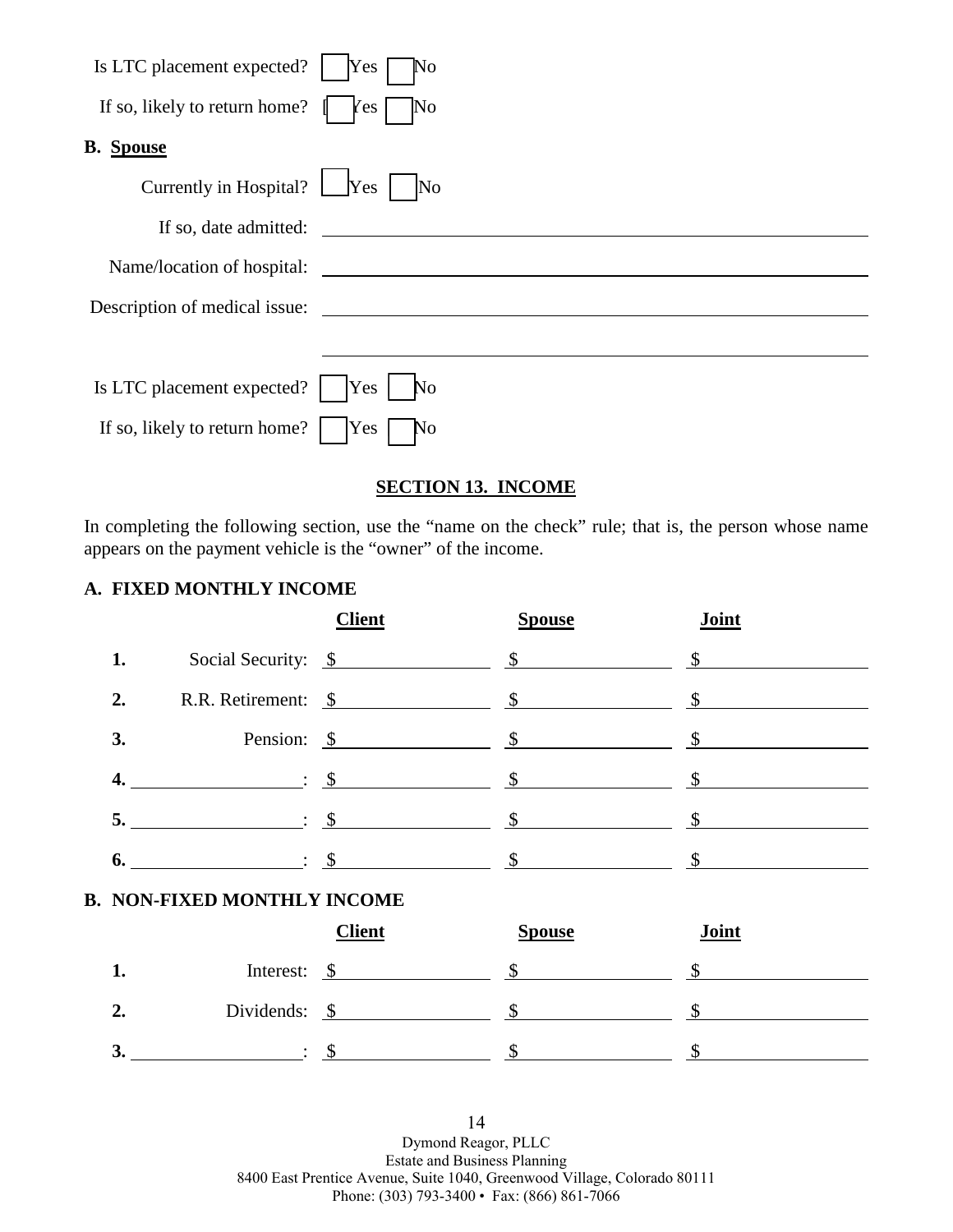Is LTC placement expected? ☐ Yes ☐ No

If so, likely to return home? ☐ Yes ☐ No

**B. Spouse**

Currently in Hospital? ☐ Yes ☐ No

If so, date admitted: ______________________________

Name/location of hospital: ______________________________

Description of medical issue: ______________________________

______________________________

Is LTC placement expected? ☐ Yes ☐ No

If so, likely to return home? ☐ Yes ☐ No

## SECTION 13. INCOME

In completing the following section, use the "name on the check" rule; that is, the person whose name appears on the payment vehicle is the "owner" of the income.

### A. FIXED MONTHLY INCOME

| | | Client | Spouse | Joint |
|---|---|---|---|---|
| **1.** | Social Security: | $ | $ | $ |
| **2.** | R.R. Retirement: | $ | $ | $ |
| **3.** | Pension: | $ | $ | $ |
| **4.** | ____________: | $ | $ | $ |
| **5.** | ____________: | $ | $ | $ |
| **6.** | ____________: | $ | $ | $ |

### B. NON-FIXED MONTHLY INCOME

| | | Client | Spouse | Joint |
|---|---|---|---|---|
| **1.** | Interest: | $ | $ | $ |
| **2.** | Dividends: | $ | $ | $ |
| **3.** | ____________: | $ | $ | $ |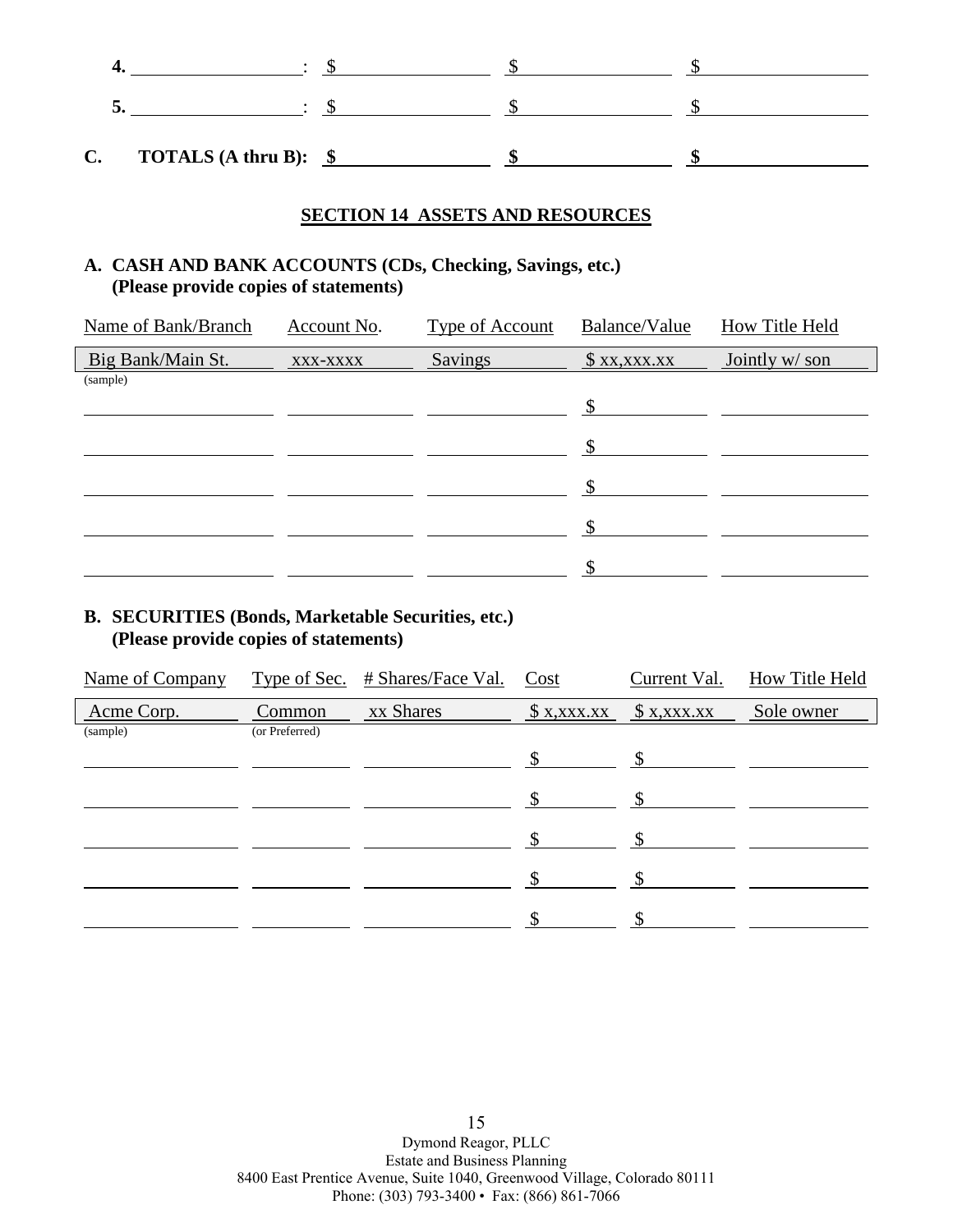| | | | |
|---|---|---|---|
| **4.** ____________ : | $ | $ | $ |
| **5.** ____________ : | $ | $ | $ |
| **C. TOTALS (A thru B):** | **$** | **$** | **$** |

## SECTION 14 ASSETS AND RESOURCES

### A. CASH AND BANK ACCOUNTS (CDs, Checking, Savings, etc.) (Please provide copies of statements)

| Name of Bank/Branch | Account No. | Type of Account | Balance/Value | How Title Held |
|---|---|---|---|---|
| Big Bank/Main St. (sample) | xxx-xxxx | Savings | $ xx,xxx.xx | Jointly w/ son |
| | | | $ | |
| | | | $ | |
| | | | $ | |
| | | | $ | |
| | | | $ | |

### B. SECURITIES (Bonds, Marketable Securities, etc.) (Please provide copies of statements)

| Name of Company | Type of Sec. | # Shares/Face Val. | Cost | Current Val. | How Title Held |
|---|---|---|---|---|---|
| Acme Corp. (sample) | Common (or Preferred) | xx Shares | $ x,xxx.xx | $ x,xxx.xx | Sole owner |
| | | | $ | $ | |
| | | | $ | $ | |
| | | | $ | $ | |
| | | | $ | $ | |
| | | | $ | $ | |

Dymond Reagor, PLLC
Estate and Business Planning
8400 East Prentice Avenue, Suite 1040, Greenwood Village, Colorado 80111
Phone: (303) 793-3400 • Fax: (866) 861-7066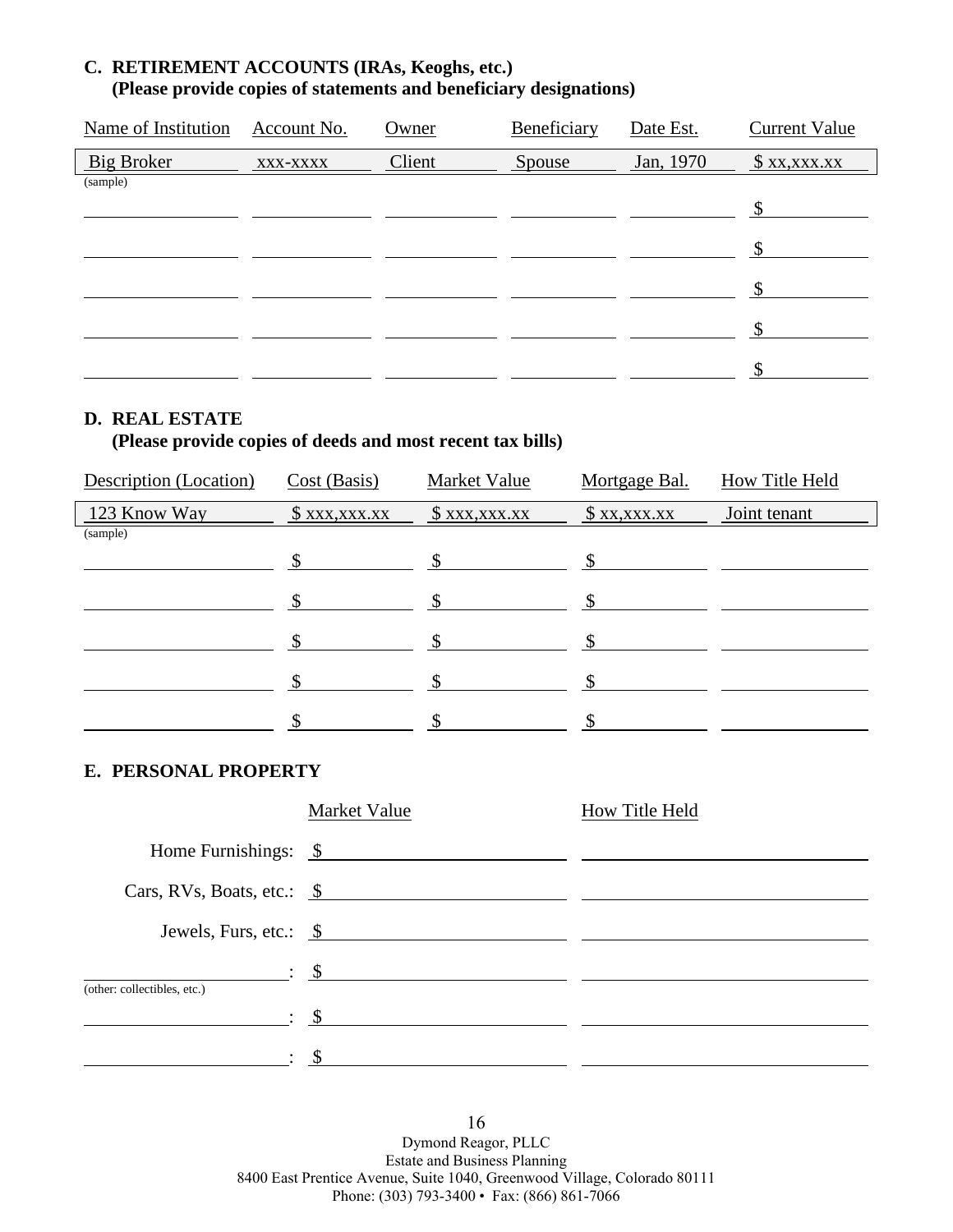## C. RETIREMENT ACCOUNTS (IRAs, Keoghs, etc.)

**(Please provide copies of statements and beneficiary designations)**

| Name of Institution | Account No. | Owner | Beneficiary | Date Est. | Current Value |
|---|---|---|---|---|---|
| Big Broker (sample) | xxx-xxxx | Client | Spouse | Jan, 1970 | $ xx,xxx.xx |
| | | | | | $ |
| | | | | | $ |
| | | | | | $ |
| | | | | | $ |
| | | | | | $ |

## D. REAL ESTATE

**(Please provide copies of deeds and most recent tax bills)**

| Description (Location) | Cost (Basis) | Market Value | Mortgage Bal. | How Title Held |
|---|---|---|---|---|
| 123 Know Way (sample) | $ xxx,xxx.xx | $ xxx,xxx.xx | $ xx,xxx.xx | Joint tenant |
| | $ | $ | $ | |
| | $ | $ | $ | |
| | $ | $ | $ | |
| | $ | $ | $ | |
| | $ | $ | $ | |

## E. PERSONAL PROPERTY

| | Market Value | How Title Held |
|---|---|---|
| Home Furnishings: | $ | |
| Cars, RVs, Boats, etc.: | $ | |
| Jewels, Furs, etc.: | $ | |
| _____ (other: collectibles, etc.): | $ | |
| _____: | $ | |
| _____: | $ | |

Dymond Reagor, PLLC
Estate and Business Planning
8400 East Prentice Avenue, Suite 1040, Greenwood Village, Colorado 80111
Phone: (303) 793-3400 • Fax: (866) 861-7066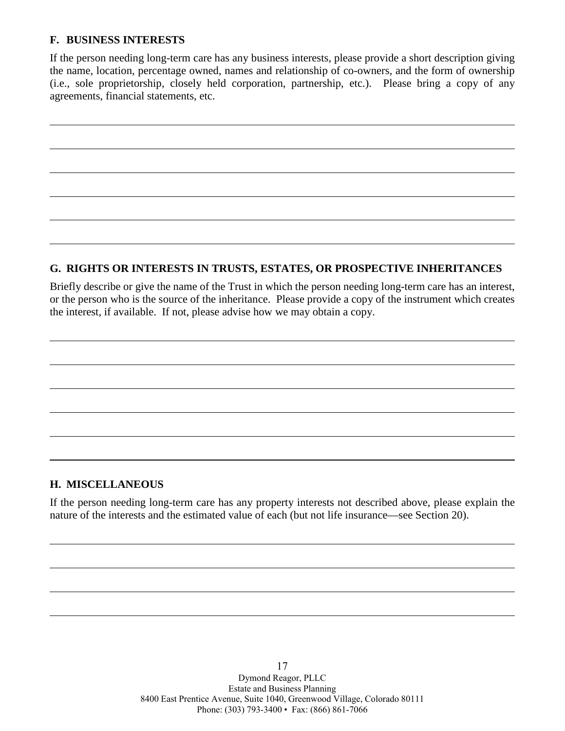### F. BUSINESS INTERESTS

If the person needing long-term care has any business interests, please provide a short description giving the name, location, percentage owned, names and relationship of co-owners, and the form of ownership (i.e., sole proprietorship, closely held corporation, partnership, etc.). Please bring a copy of any agreements, financial statements, etc.

\_\_\_\_\_\_\_\_\_\_\_\_\_\_\_\_\_\_\_\_\_\_\_\_\_\_\_\_\_\_\_\_\_\_\_\_\_\_\_\_\_\_\_\_\_\_\_\_\_\_\_\_\_\_\_\_\_\_\_\_

\_\_\_\_\_\_\_\_\_\_\_\_\_\_\_\_\_\_\_\_\_\_\_\_\_\_\_\_\_\_\_\_\_\_\_\_\_\_\_\_\_\_\_\_\_\_\_\_\_\_\_\_\_\_\_\_\_\_\_\_

\_\_\_\_\_\_\_\_\_\_\_\_\_\_\_\_\_\_\_\_\_\_\_\_\_\_\_\_\_\_\_\_\_\_\_\_\_\_\_\_\_\_\_\_\_\_\_\_\_\_\_\_\_\_\_\_\_\_\_\_

\_\_\_\_\_\_\_\_\_\_\_\_\_\_\_\_\_\_\_\_\_\_\_\_\_\_\_\_\_\_\_\_\_\_\_\_\_\_\_\_\_\_\_\_\_\_\_\_\_\_\_\_\_\_\_\_\_\_\_\_

\_\_\_\_\_\_\_\_\_\_\_\_\_\_\_\_\_\_\_\_\_\_\_\_\_\_\_\_\_\_\_\_\_\_\_\_\_\_\_\_\_\_\_\_\_\_\_\_\_\_\_\_\_\_\_\_\_\_\_\_

\_\_\_\_\_\_\_\_\_\_\_\_\_\_\_\_\_\_\_\_\_\_\_\_\_\_\_\_\_\_\_\_\_\_\_\_\_\_\_\_\_\_\_\_\_\_\_\_\_\_\_\_\_\_\_\_\_\_\_\_

### G. RIGHTS OR INTERESTS IN TRUSTS, ESTATES, OR PROSPECTIVE INHERITANCES

Briefly describe or give the name of the Trust in which the person needing long-term care has an interest, or the person who is the source of the inheritance. Please provide a copy of the instrument which creates the interest, if available. If not, please advise how we may obtain a copy.

\_\_\_\_\_\_\_\_\_\_\_\_\_\_\_\_\_\_\_\_\_\_\_\_\_\_\_\_\_\_\_\_\_\_\_\_\_\_\_\_\_\_\_\_\_\_\_\_\_\_\_\_\_\_\_\_\_\_\_\_

\_\_\_\_\_\_\_\_\_\_\_\_\_\_\_\_\_\_\_\_\_\_\_\_\_\_\_\_\_\_\_\_\_\_\_\_\_\_\_\_\_\_\_\_\_\_\_\_\_\_\_\_\_\_\_\_\_\_\_\_

\_\_\_\_\_\_\_\_\_\_\_\_\_\_\_\_\_\_\_\_\_\_\_\_\_\_\_\_\_\_\_\_\_\_\_\_\_\_\_\_\_\_\_\_\_\_\_\_\_\_\_\_\_\_\_\_\_\_\_\_

\_\_\_\_\_\_\_\_\_\_\_\_\_\_\_\_\_\_\_\_\_\_\_\_\_\_\_\_\_\_\_\_\_\_\_\_\_\_\_\_\_\_\_\_\_\_\_\_\_\_\_\_\_\_\_\_\_\_\_\_

\_\_\_\_\_\_\_\_\_\_\_\_\_\_\_\_\_\_\_\_\_\_\_\_\_\_\_\_\_\_\_\_\_\_\_\_\_\_\_\_\_\_\_\_\_\_\_\_\_\_\_\_\_\_\_\_\_\_\_\_

\_\_\_\_\_\_\_\_\_\_\_\_\_\_\_\_\_\_\_\_\_\_\_\_\_\_\_\_\_\_\_\_\_\_\_\_\_\_\_\_\_\_\_\_\_\_\_\_\_\_\_\_\_\_\_\_\_\_\_\_

### H. MISCELLANEOUS

If the person needing long-term care has any property interests not described above, please explain the nature of the interests and the estimated value of each (but not life insurance—see Section 20).

\_\_\_\_\_\_\_\_\_\_\_\_\_\_\_\_\_\_\_\_\_\_\_\_\_\_\_\_\_\_\_\_\_\_\_\_\_\_\_\_\_\_\_\_\_\_\_\_\_\_\_\_\_\_\_\_\_\_\_\_

\_\_\_\_\_\_\_\_\_\_\_\_\_\_\_\_\_\_\_\_\_\_\_\_\_\_\_\_\_\_\_\_\_\_\_\_\_\_\_\_\_\_\_\_\_\_\_\_\_\_\_\_\_\_\_\_\_\_\_\_

\_\_\_\_\_\_\_\_\_\_\_\_\_\_\_\_\_\_\_\_\_\_\_\_\_\_\_\_\_\_\_\_\_\_\_\_\_\_\_\_\_\_\_\_\_\_\_\_\_\_\_\_\_\_\_\_\_\_\_\_

\_\_\_\_\_\_\_\_\_\_\_\_\_\_\_\_\_\_\_\_\_\_\_\_\_\_\_\_\_\_\_\_\_\_\_\_\_\_\_\_\_\_\_\_\_\_\_\_\_\_\_\_\_\_\_\_\_\_\_\_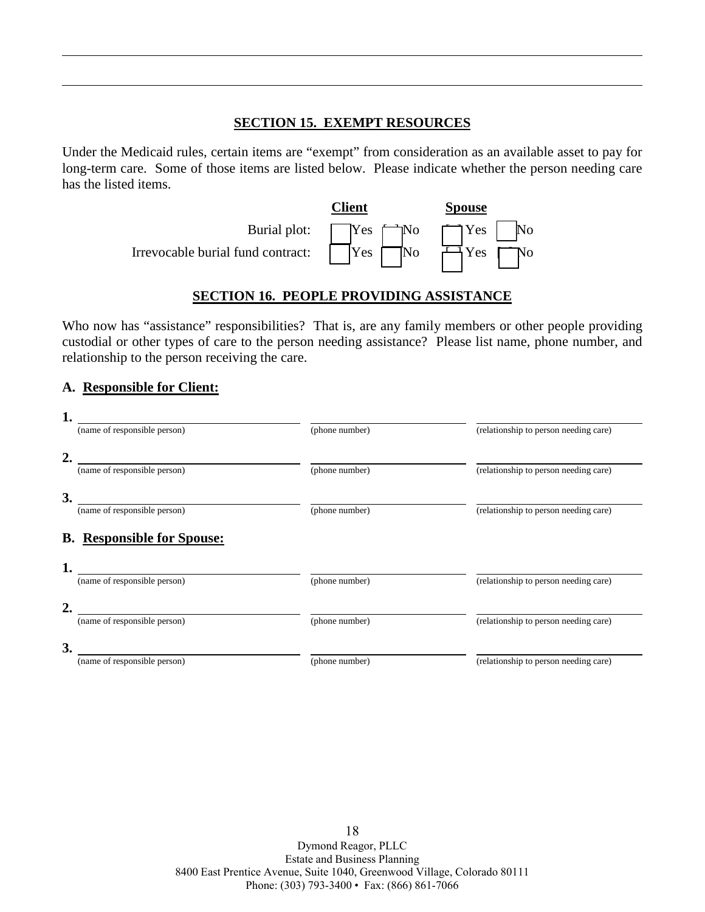---

---

## SECTION 15. EXEMPT RESOURCES

Under the Medicaid rules, certain items are "exempt" from consideration as an available asset to pay for long-term care. Some of those items are listed below. Please indicate whether the person needing care has the listed items.

| | Client | | Spouse | |
|---|---|---|---|---|
| Burial plot: | [ ] Yes | [ ] No | [ ] Yes | [ ] No |
| Irrevocable burial fund contract: | [ ] Yes | [ ] No | [ ] Yes | [ ] No |

## SECTION 16. PEOPLE PROVIDING ASSISTANCE

Who now has "assistance" responsibilities? That is, are any family members or other people providing custodial or other types of care to the person needing assistance? Please list name, phone number, and relationship to the person receiving the care.

### A. Responsible for Client:

**1.** ______________________ ______________________ ______________________
(name of responsible person) (phone number) (relationship to person needing care)

**2.** ______________________ ______________________ ______________________
(name of responsible person) (phone number) (relationship to person needing care)

**3.** ______________________ ______________________ ______________________
(name of responsible person) (phone number) (relationship to person needing care)

### B. Responsible for Spouse:

**1.** ______________________ ______________________ ______________________
(name of responsible person) (phone number) (relationship to person needing care)

**2.** ______________________ ______________________ ______________________
(name of responsible person) (phone number) (relationship to person needing care)

**3.** ______________________ ______________________ ______________________
(name of responsible person) (phone number) (relationship to person needing care)

Dymond Reagor, PLLC
Estate and Business Planning
8400 East Prentice Avenue, Suite 1040, Greenwood Village, Colorado 80111
Phone: (303) 793-3400 • Fax: (866) 861-7066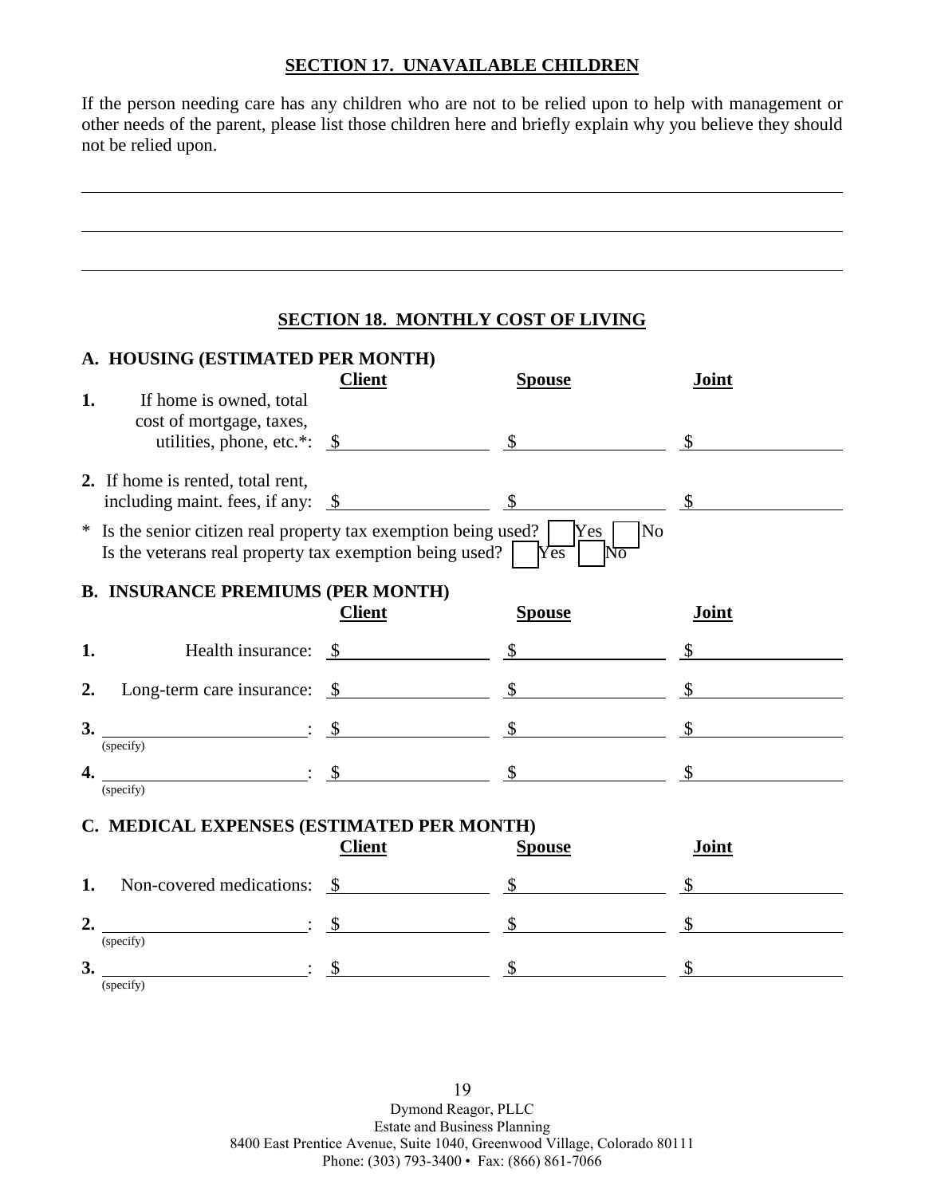## SECTION 17. UNAVAILABLE CHILDREN

If the person needing care has any children who are not to be relied upon to help with management or other needs of the parent, please list those children here and briefly explain why you believe they should not be relied upon.

\_\_\_\_\_\_\_\_\_\_\_\_\_\_\_\_\_\_\_\_\_\_\_\_\_\_\_\_\_\_\_\_\_\_\_\_\_\_\_\_\_\_\_\_\_\_\_\_\_\_\_\_\_\_\_\_\_\_\_\_\_\_\_\_\_\_\_\_\_\_\_\_

\_\_\_\_\_\_\_\_\_\_\_\_\_\_\_\_\_\_\_\_\_\_\_\_\_\_\_\_\_\_\_\_\_\_\_\_\_\_\_\_\_\_\_\_\_\_\_\_\_\_\_\_\_\_\_\_\_\_\_\_\_\_\_\_\_\_\_\_\_\_\_\_

\_\_\_\_\_\_\_\_\_\_\_\_\_\_\_\_\_\_\_\_\_\_\_\_\_\_\_\_\_\_\_\_\_\_\_\_\_\_\_\_\_\_\_\_\_\_\_\_\_\_\_\_\_\_\_\_\_\_\_\_\_\_\_\_\_\_\_\_\_\_\_\_

## SECTION 18. MONTHLY COST OF LIVING

### A. HOUSING (ESTIMATED PER MONTH)

| | Client | Spouse | Joint |
|---|---|---|---|
| 1. If home is owned, total cost of mortgage, taxes, utilities, phone, etc.*: | $ | $ | $ |
| 2. If home is rented, total rent, including maint. fees, if any: | $ | $ | $ |

\* Is the senior citizen real property tax exemption being used? ☐ Yes ☐ No
Is the veterans real property tax exemption being used? ☐ Yes ☐ No

### B. INSURANCE PREMIUMS (PER MONTH)

| | Client | Spouse | Joint |
|---|---|---|---|
| 1. Health insurance: | $ | $ | $ |
| 2. Long-term care insurance: | $ | $ | $ |
| 3. \_\_\_\_\_\_\_\_\_\_\_\_ (specify): | $ | $ | $ |
| 4. \_\_\_\_\_\_\_\_\_\_\_\_ (specify): | $ | $ | $ |

### C. MEDICAL EXPENSES (ESTIMATED PER MONTH)

| | Client | Spouse | Joint |
|---|---|---|---|
| 1. Non-covered medications: | $ | $ | $ |
| 2. \_\_\_\_\_\_\_\_\_\_\_\_ (specify): | $ | $ | $ |
| 3. \_\_\_\_\_\_\_\_\_\_\_\_ (specify): | $ | $ | $ |

Dymond Reagor, PLLC
Estate and Business Planning
8400 East Prentice Avenue, Suite 1040, Greenwood Village, Colorado 80111
Phone: (303) 793-3400 • Fax: (866) 861-7066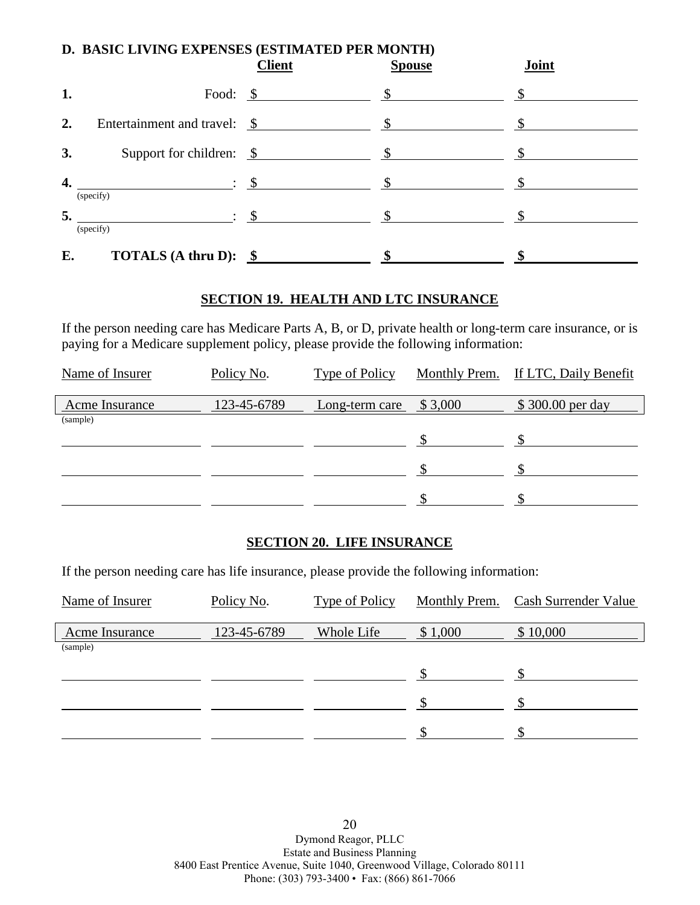**D. BASIC LIVING EXPENSES (ESTIMATED PER MONTH)**

| | | Client | Spouse | Joint |
|---|---|---|---|---|
| **1.** | Food: | $ | $ | $ |
| **2.** | Entertainment and travel: | $ | $ | $ |
| **3.** | Support for children: | $ | $ | $ |
| **4.** | ______________ (specify): | $ | $ | $ |
| **5.** | ______________ (specify): | $ | $ | $ |
| **E.** | **TOTALS (A thru D):** | **$** | **$** | **$** |

## SECTION 19. HEALTH AND LTC INSURANCE

If the person needing care has Medicare Parts A, B, or D, private health or long-term care insurance, or is paying for a Medicare supplement policy, please provide the following information:

| Name of Insurer | Policy No. | Type of Policy | Monthly Prem. | If LTC, Daily Benefit |
|---|---|---|---|---|
| Acme Insurance (sample) | 123-45-6789 | Long-term care | $ 3,000 | $ 300.00 per day |
| | | | $ | $ |
| | | | $ | $ |
| | | | $ | $ |

## SECTION 20. LIFE INSURANCE

If the person needing care has life insurance, please provide the following information:

| Name of Insurer | Policy No. | Type of Policy | Monthly Prem. | Cash Surrender Value |
|---|---|---|---|---|
| Acme Insurance (sample) | 123-45-6789 | Whole Life | $ 1,000 | $ 10,000 |
| | | | $ | $ |
| | | | $ | $ |
| | | | $ | $ |

Dymond Reagor, PLLC
Estate and Business Planning
8400 East Prentice Avenue, Suite 1040, Greenwood Village, Colorado 80111
Phone: (303) 793-3400 • Fax: (866) 861-7066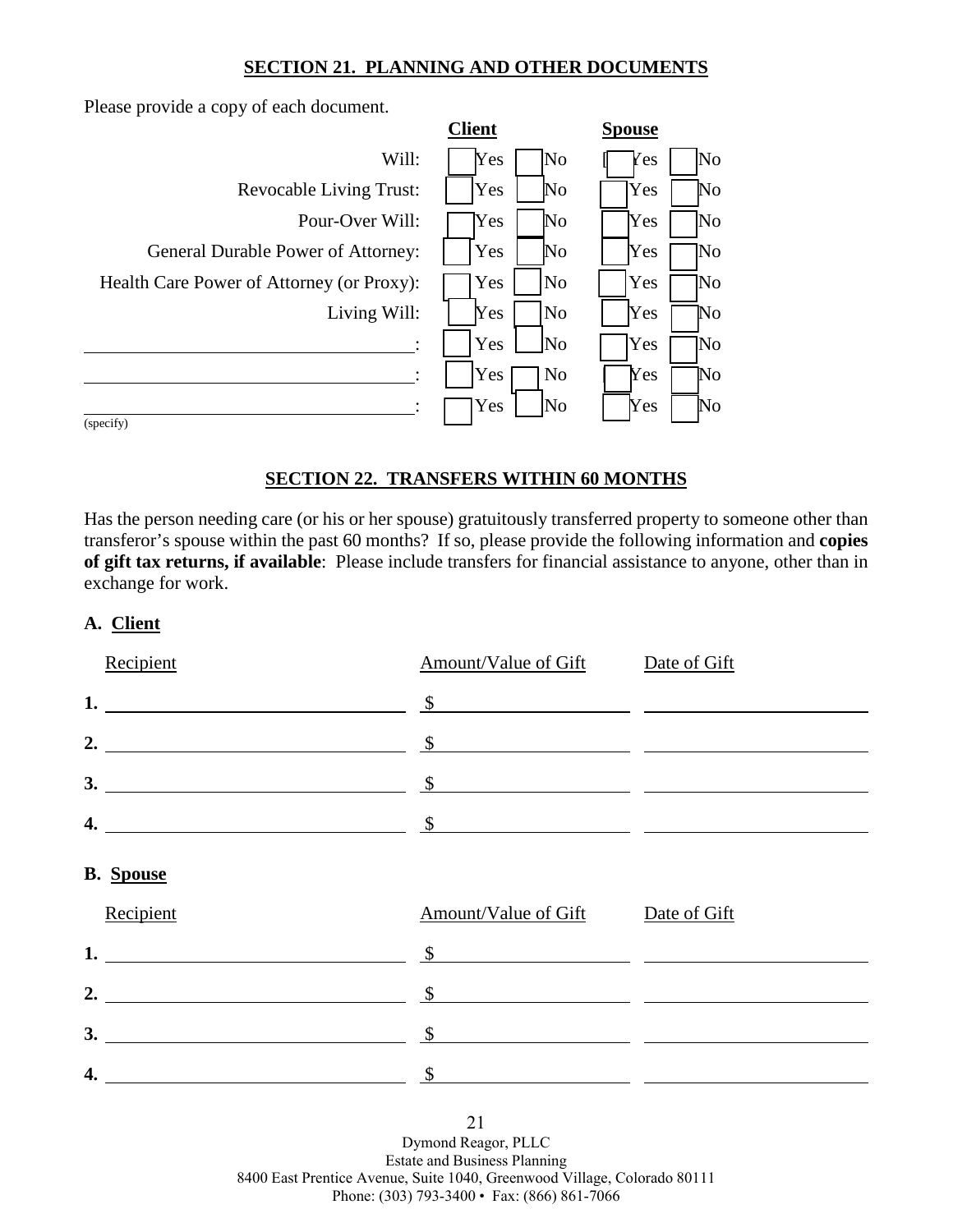## SECTION 21. PLANNING AND OTHER DOCUMENTS

Please provide a copy of each document.

| | Client | | Spouse | |
|---|---|---|---|---|
| Will: | ☐ Yes | ☐ No | ☐ Yes | ☐ No |
| Revocable Living Trust: | ☐ Yes | ☐ No | ☐ Yes | ☐ No |
| Pour-Over Will: | ☐ Yes | ☐ No | ☐ Yes | ☐ No |
| General Durable Power of Attorney: | ☐ Yes | ☐ No | ☐ Yes | ☐ No |
| Health Care Power of Attorney (or Proxy): | ☐ Yes | ☐ No | ☐ Yes | ☐ No |
| Living Will: | ☐ Yes | ☐ No | ☐ Yes | ☐ No |
| ______________________: | ☐ Yes | ☐ No | ☐ Yes | ☐ No |
| ______________________: | ☐ Yes | ☐ No | ☐ Yes | ☐ No |
| ______________________: (specify) | ☐ Yes | ☐ No | ☐ Yes | ☐ No |

## SECTION 22. TRANSFERS WITHIN 60 MONTHS

Has the person needing care (or his or her spouse) gratuitously transferred property to someone other than transferor's spouse within the past 60 months? If so, please provide the following information and **copies of gift tax returns, if available**: Please include transfers for financial assistance to anyone, other than in exchange for work.

### A. Client

| | Recipient | Amount/Value of Gift | Date of Gift |
|---|---|---|---|
| **1.** | | $ | |
| **2.** | | $ | |
| **3.** | | $ | |
| **4.** | | $ | |

### B. Spouse

| | Recipient | Amount/Value of Gift | Date of Gift |
|---|---|---|---|
| **1.** | | $ | |
| **2.** | | $ | |
| **3.** | | $ | |
| **4.** | | $ | |

Dymond Reagor, PLLC
Estate and Business Planning
8400 East Prentice Avenue, Suite 1040, Greenwood Village, Colorado 80111
Phone: (303) 793-3400 • Fax: (866) 861-7066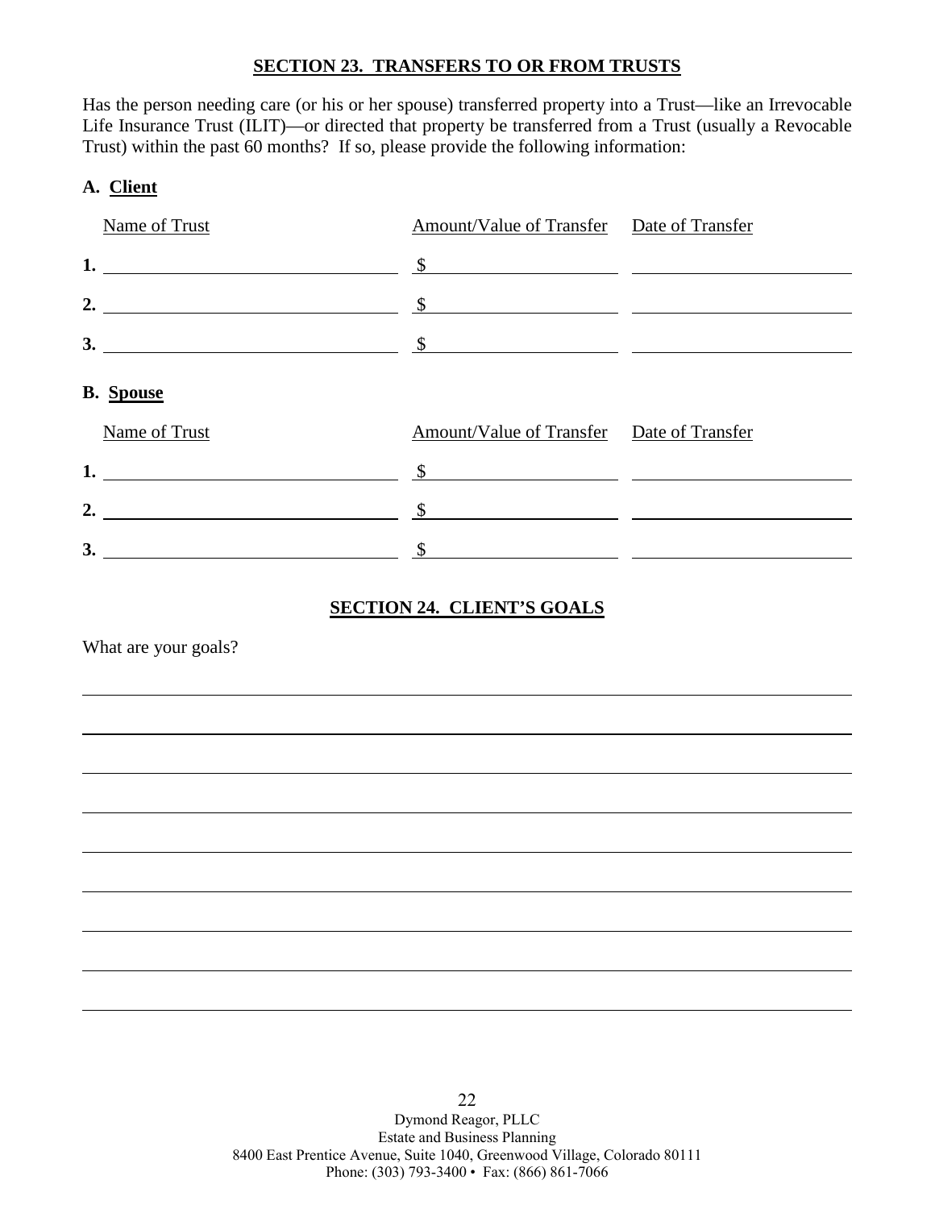## SECTION 23. TRANSFERS TO OR FROM TRUSTS

Has the person needing care (or his or her spouse) transferred property into a Trust—like an Irrevocable Life Insurance Trust (ILIT)—or directed that property be transferred from a Trust (usually a Revocable Trust) within the past 60 months? If so, please provide the following information:

**A. Client**

| | Name of Trust | Amount/Value of Transfer | Date of Transfer |
|---|---|---|---|
| **1.** | | $ | |
| **2.** | | $ | |
| **3.** | | $ | |

**B. Spouse**

| | Name of Trust | Amount/Value of Transfer | Date of Transfer |
|---|---|---|---|
| **1.** | | $ | |
| **2.** | | $ | |
| **3.** | | $ | |

## SECTION 24. CLIENT'S GOALS

What are your goals?

Dymond Reagor, PLLC
Estate and Business Planning
8400 East Prentice Avenue, Suite 1040, Greenwood Village, Colorado 80111
Phone: (303) 793-3400 • Fax: (866) 861-7066